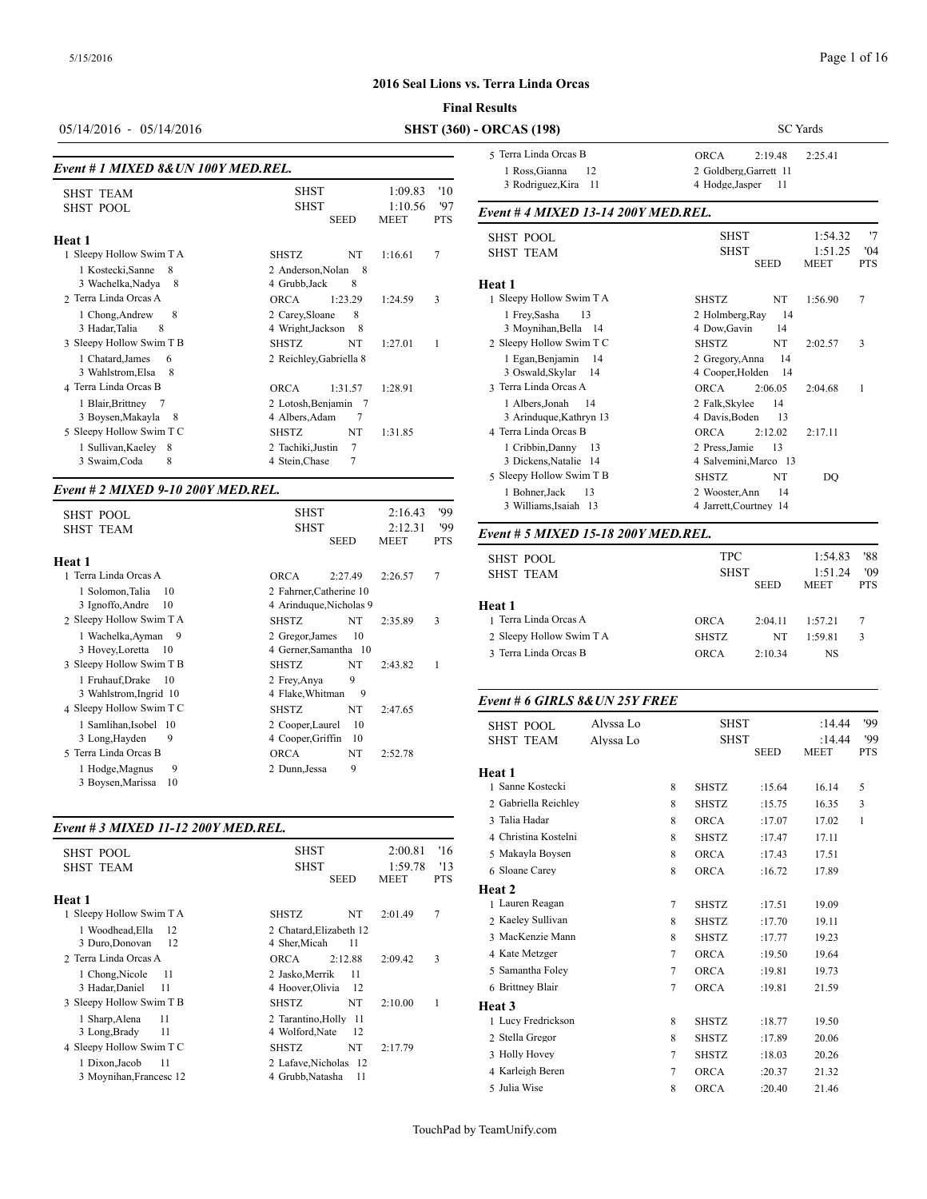## 2016 Seal Lions vs. Terra Linda Orcas

**Final Results**

05/14/2016 - 05/14/2016 — **SHST (360) - ORCAS (198)** — SC Yards

### *Event # 1 MIXED 8&UN 100Y MED.REL.*

| | | | | |
|---|---|---|---|---|
| SHST TEAM | SHST | | 1:09.83 | '10 |
| SHST POOL | SHST | | 1:10.56 | '97 |
| | | SEED | MEET | PTS |

**Heat 1**

| Place | Team | Team Code | Seed | Meet | Pts |
|---|---|---|---|---|---|
| 1 | Sleepy Hollow Swim T A | SHSTZ | NT | 1:16.61 | 7 |
| | 1 Kostecki,Sanne 8; 2 Anderson,Nolan 8; 3 Wachelka,Nadya 8; 4 Grubb,Jack 8 | | | | |
| 2 | Terra Linda Orcas A | ORCA | 1:23.29 | 1:24.59 | 3 |
| | 1 Chong,Andrew 8; 2 Carey,Sloane 8; 3 Hadar,Talia 8; 4 Wright,Jackson 8 | | | | |
| 3 | Sleepy Hollow Swim T B | SHSTZ | NT | 1:27.01 | 1 |
| | 1 Chatard,James 6; 2 Reichley,Gabriella 8; 3 Wahlstrom,Elsa 8 | | | | |
| 4 | Terra Linda Orcas B | ORCA | 1:31.57 | 1:28.91 | |
| | 1 Blair,Brittney 7; 2 Lotosh,Benjamin 7; 3 Boysen,Makayla 8; 4 Albers,Adam 7 | | | | |
| 5 | Sleepy Hollow Swim T C | SHSTZ | NT | 1:31.85 | |
| | 1 Sullivan,Kaeley 8; 2 Tachiki,Justin 7; 3 Swaim,Coda 8; 4 Stein,Chase 7 | | | | |

### *Event # 2 MIXED 9-10 200Y MED.REL.*

| | | | | |
|---|---|---|---|---|
| SHST POOL | SHST | | 2:16.43 | '99 |
| SHST TEAM | SHST | | 2:12.31 | '99 |
| | | SEED | MEET | PTS |

**Heat 1**

| Place | Team | Team Code | Seed | Meet | Pts |
|---|---|---|---|---|---|
| 1 | Terra Linda Orcas A | ORCA | 2:27.49 | 2:26.57 | 7 |
| | 1 Solomon,Talia 10; 2 Fahrner,Catherine 10; 3 Ignoffo,Andre 10; 4 Arinduque,Nicholas 9 | | | | |
| 2 | Sleepy Hollow Swim T A | SHSTZ | NT | 2:35.89 | 3 |
| | 1 Wachelka,Ayman 9; 2 Gregor,James 10; 3 Hovey,Loretta 10; 4 Gerner,Samantha 10 | | | | |
| 3 | Sleepy Hollow Swim T B | SHSTZ | NT | 2:43.82 | 1 |
| | 1 Fruhauf,Drake 10; 2 Frey,Anya 9; 3 Wahlstrom,Ingrid 10; 4 Flake,Whitman 9 | | | | |
| 4 | Sleepy Hollow Swim T C | SHSTZ | NT | 2:47.65 | |
| | 1 Samlihan,Isobel 10; 2 Cooper,Laurel 10; 3 Long,Hayden 9; 4 Cooper,Griffin 10 | | | | |
| 5 | Terra Linda Orcas B | ORCA | NT | 2:52.78 | |
| | 1 Hodge,Magnus 9; 2 Dunn,Jessa 9; 3 Boysen,Marissa 10 | | | | |

### *Event # 3 MIXED 11-12 200Y MED.REL.*

| | | | | |
|---|---|---|---|---|
| SHST POOL | SHST | | 2:00.81 | '16 |
| SHST TEAM | SHST | | 1:59.78 | '13 |
| | | SEED | MEET | PTS |

**Heat 1**

| Place | Team | Team Code | Seed | Meet | Pts |
|---|---|---|---|---|---|
| 1 | Sleepy Hollow Swim T A | SHSTZ | NT | 2:01.49 | 7 |
| | 1 Woodhead,Ella 12; 2 Chatard,Elizabeth 12; 3 Duro,Donovan 12; 4 Sher,Micah 11 | | | | |
| 2 | Terra Linda Orcas A | ORCA | 2:12.88 | 2:09.42 | 3 |
| | 1 Chong,Nicole 11; 2 Jasko,Merrik 11; 3 Hadar,Daniel 11; 4 Hoover,Olivia 12 | | | | |
| 3 | Sleepy Hollow Swim T B | SHSTZ | NT | 2:10.00 | 1 |
| | 1 Sharp,Alena 11; 2 Tarantino,Holly 11; 3 Long,Brady 11; 4 Wolford,Nate 12 | | | | |
| 4 | Sleepy Hollow Swim T C | SHSTZ | NT | 2:17.79 | |
| | 1 Dixon,Jacob 11; 2 Lafave,Nicholas 12; 3 Moynihan,Francesc 12; 4 Grubb,Natasha 11 | | | | |
| 5 | Terra Linda Orcas B | ORCA | 2:19.48 | 2:25.41 | |
| | 1 Ross,Gianna 12; 2 Goldberg,Garrett 11; 3 Rodriguez,Kira 11; 4 Hodge,Jasper 11 | | | | |

### *Event # 4 MIXED 13-14 200Y MED.REL.*

| | | | | |
|---|---|---|---|---|
| SHST POOL | SHST | | 1:54.32 | '7 |
| SHST TEAM | SHST | | 1:51.25 | '04 |
| | | SEED | MEET | PTS |

**Heat 1**

| Place | Team | Team Code | Seed | Meet | Pts |
|---|---|---|---|---|---|
| 1 | Sleepy Hollow Swim T A | SHSTZ | NT | 1:56.90 | 7 |
| | 1 Frey,Sasha 13; 2 Holmberg,Ray 14; 3 Moynihan,Bella 14; 4 Dow,Gavin 14 | | | | |
| 2 | Sleepy Hollow Swim T C | SHSTZ | NT | 2:02.57 | 3 |
| | 1 Egan,Benjamin 14; 2 Gregory,Anna 14; 3 Oswald,Skylar 14; 4 Cooper,Holden 14 | | | | |
| 3 | Terra Linda Orcas A | ORCA | 2:06.05 | 2:04.68 | 1 |
| | 1 Albers,Jonah 14; 2 Falk,Skylee 14; 3 Arinduque,Kathryn 13; 4 Davis,Boden 13 | | | | |
| 4 | Terra Linda Orcas B | ORCA | 2:12.02 | 2:17.11 | |
| | 1 Cribbin,Danny 13; 2 Press,Jamie 13; 3 Dickens,Natalie 14; 4 Salvemini,Marco 13 | | | | |
| 5 | Sleepy Hollow Swim T B | SHSTZ | NT | DQ | |
| | 1 Bohner,Jack 13; 2 Wooster,Ann 14; 3 Williams,Isaiah 13; 4 Jarrett,Courtney 14 | | | | |

### *Event # 5 MIXED 15-18 200Y MED.REL.*

| | | | | |
|---|---|---|---|---|
| SHST POOL | TPC | | 1:54.83 | '88 |
| SHST TEAM | SHST | | 1:51.24 | '09 |
| | | SEED | MEET | PTS |

**Heat 1**

| Place | Team | Team Code | Seed | Meet | Pts |
|---|---|---|---|---|---|
| 1 | Terra Linda Orcas A | ORCA | 2:04.11 | 1:57.21 | 7 |
| 2 | Sleepy Hollow Swim T A | SHSTZ | NT | 1:59.81 | 3 |
| 3 | Terra Linda Orcas B | ORCA | 2:10.34 | NS | |

### *Event # 6 GIRLS 8&UN 25Y FREE*

| | | | | | |
|---|---|---|---|---|---|
| SHST POOL | Alyssa Lo | SHST | | :14.44 | '99 |
| SHST TEAM | Alyssa Lo | SHST | | :14.44 | '99 |
| | | | SEED | MEET | PTS |

| Place | Name | Age | Team | Seed | Meet | Pts |
|---|---|---|---|---|---|---|
| **Heat 1** | | | | | | |
| 1 | Sanne Kostecki | 8 | SHSTZ | :15.64 | 16.14 | 5 |
| 2 | Gabriella Reichley | 8 | SHSTZ | :15.75 | 16.35 | 3 |
| 3 | Talia Hadar | 8 | ORCA | :17.07 | 17.02 | 1 |
| 4 | Christina Kostelni | 8 | SHSTZ | :17.47 | 17.11 | |
| 5 | Makayla Boysen | 8 | ORCA | :17.43 | 17.51 | |
| 6 | Sloane Carey | 8 | ORCA | :16.72 | 17.89 | |
| **Heat 2** | | | | | | |
| 1 | Lauren Reagan | 7 | SHSTZ | :17.51 | 19.09 | |
| 2 | Kaeley Sullivan | 8 | SHSTZ | :17.70 | 19.11 | |
| 3 | MacKenzie Mann | 8 | SHSTZ | :17.77 | 19.23 | |
| 4 | Kate Metzger | 7 | ORCA | :19.50 | 19.64 | |
| 5 | Samantha Foley | 7 | ORCA | :19.81 | 19.73 | |
| 6 | Brittney Blair | 7 | ORCA | :19.81 | 21.59 | |
| **Heat 3** | | | | | | |
| 1 | Lucy Fredrickson | 8 | SHSTZ | :18.77 | 19.50 | |
| 2 | Stella Gregor | 8 | SHSTZ | :17.89 | 20.06 | |
| 3 | Holly Hovey | 7 | SHSTZ | :18.03 | 20.26 | |
| 4 | Karleigh Beren | 7 | ORCA | :20.37 | 21.32 | |
| 5 | Julia Wise | 8 | ORCA | :20.40 | 21.46 | |

TouchPad by TeamUnify.com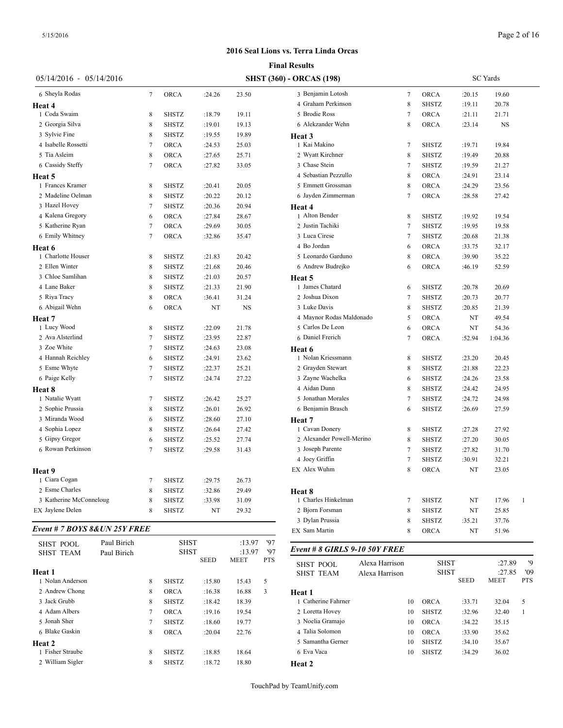## 2016 Seal Lions vs. Terra Linda Orcas

**Final Results**

05/14/2016 - 05/14/2016 — **SHST (360) - ORCAS (198)** — SC Yards

| | Name | Age | Team | Seed | Finals | Pts |
|---|---|---|---|---|---|---|
| 6 | Sheyla Rodas | 7 | ORCA | :24.26 | 23.50 | |

**Heat 4**

| | Name | Age | Team | Seed | Finals | Pts |
|---|---|---|---|---|---|---|
| 1 | Coda Swaim | 8 | SHSTZ | :18.79 | 19.11 | |
| 2 | Georgia Silva | 8 | SHSTZ | :19.01 | 19.13 | |
| 3 | Sylvie Fine | 8 | SHSTZ | :19.55 | 19.89 | |
| 4 | Isabelle Rossetti | 7 | ORCA | :24.53 | 25.03 | |
| 5 | Tia Asleim | 8 | ORCA | :27.65 | 25.71 | |
| 6 | Cassidy Steffy | 7 | ORCA | :27.82 | 33.05 | |

**Heat 5**

| | Name | Age | Team | Seed | Finals | Pts |
|---|---|---|---|---|---|---|
| 1 | Frances Kramer | 8 | SHSTZ | :20.41 | 20.05 | |
| 2 | Madeline Oelman | 8 | SHSTZ | :20.22 | 20.12 | |
| 3 | Hazel Hovey | 7 | SHSTZ | :20.36 | 20.94 | |
| 4 | Kalena Gregory | 6 | ORCA | :27.84 | 28.67 | |
| 5 | Katherine Ryan | 7 | ORCA | :29.69 | 30.05 | |
| 6 | Emily Whitney | 7 | ORCA | :32.86 | 35.47 | |

**Heat 6**

| | Name | Age | Team | Seed | Finals | Pts |
|---|---|---|---|---|---|---|
| 1 | Charlotte Houser | 8 | SHSTZ | :21.83 | 20.42 | |
| 2 | Ellen Winter | 8 | SHSTZ | :21.68 | 20.46 | |
| 3 | Chloe Samlihan | 8 | SHSTZ | :21.03 | 20.57 | |
| 4 | Lane Baker | 8 | SHSTZ | :21.33 | 21.90 | |
| 5 | Riya Tracy | 8 | ORCA | :36.41 | 31.24 | |
| 6 | Abigail Wehn | 6 | ORCA | NT | NS | |

**Heat 7**

| | Name | Age | Team | Seed | Finals | Pts |
|---|---|---|---|---|---|---|
| 1 | Lucy Wood | 8 | SHSTZ | :22.09 | 21.78 | |
| 2 | Ava Alsterlind | 7 | SHSTZ | :23.95 | 22.87 | |
| 3 | Zoe White | 7 | SHSTZ | :24.63 | 23.08 | |
| 4 | Hannah Reichley | 6 | SHSTZ | :24.91 | 23.62 | |
| 5 | Esme Whyte | 7 | SHSTZ | :22.37 | 25.21 | |
| 6 | Paige Kelly | 7 | SHSTZ | :24.74 | 27.22 | |

**Heat 8**

| | Name | Age | Team | Seed | Finals | Pts |
|---|---|---|---|---|---|---|
| 1 | Natalie Wyatt | 7 | SHSTZ | :26.42 | 25.27 | |
| 2 | Sophie Prussia | 8 | SHSTZ | :26.01 | 26.92 | |
| 3 | Miranda Wood | 6 | SHSTZ | :28.60 | 27.10 | |
| 4 | Sophia Lopez | 8 | SHSTZ | :26.64 | 27.42 | |
| 5 | Gipsy Gregor | 6 | SHSTZ | :25.52 | 27.74 | |
| 6 | Rowan Perkinson | 7 | SHSTZ | :29.58 | 31.43 | |

**Heat 9**

| | Name | Age | Team | Seed | Finals | Pts |
|---|---|---|---|---|---|---|
| 1 | Ciara Cogan | 7 | SHSTZ | :29.75 | 26.73 | |
| 2 | Esme Charles | 8 | SHSTZ | :32.86 | 29.49 | |
| 3 | Katherine McConneloug | 8 | SHSTZ | :33.98 | 31.09 | |
| EX | Jaylene Delen | 8 | SHSTZ | NT | 29.32 | |

### *Event # 7 BOYS 8&UN 25Y FREE*

| | | | | |
|---|---|---|---|---|
| SHST POOL | Paul Birich | SHST | :13.97 | '97 |
| SHST TEAM | Paul Birich | SHST | :13.97 | '97 |

**Heat 1**

| | Name | Age | Team | Seed | Meet | Pts |
|---|---|---|---|---|---|---|
| 1 | Nolan Anderson | 8 | SHSTZ | :15.80 | 15.43 | 5 |
| 2 | Andrew Chong | 8 | ORCA | :16.38 | 16.88 | 3 |
| 3 | Jack Grubb | 8 | SHSTZ | :18.42 | 18.39 | |
| 4 | Adam Albers | 7 | ORCA | :19.16 | 19.54 | |
| 5 | Jonah Sher | 7 | SHSTZ | :18.60 | 19.77 | |
| 6 | Blake Gaskin | 8 | ORCA | :20.04 | 22.76 | |

**Heat 2**

| | Name | Age | Team | Seed | Meet | Pts |
|---|---|---|---|---|---|---|
| 1 | Fisher Straube | 8 | SHSTZ | :18.85 | 18.64 | |
| 2 | William Sigler | 8 | SHSTZ | :18.72 | 18.80 | |
| 3 | Benjamin Lotosh | 7 | ORCA | :20.15 | 19.60 | |
| 4 | Graham Perkinson | 8 | SHSTZ | :19.11 | 20.78 | |
| 5 | Brodie Ross | 7 | ORCA | :21.11 | 21.71 | |
| 6 | Alekzander Wehn | 8 | ORCA | :23.14 | NS | |

**Heat 3**

| | Name | Age | Team | Seed | Meet | Pts |
|---|---|---|---|---|---|---|
| 1 | Kai Makino | 7 | SHSTZ | :19.71 | 19.84 | |
| 2 | Wyatt Kirchner | 8 | SHSTZ | :19.49 | 20.88 | |
| 3 | Chase Stein | 7 | SHSTZ | :19.59 | 21.27 | |
| 4 | Sebastian Pezzullo | 8 | ORCA | :24.91 | 23.14 | |
| 5 | Emmett Grossman | 8 | ORCA | :24.29 | 23.56 | |
| 6 | Jayden Zimmerman | 7 | ORCA | :28.58 | 27.42 | |

**Heat 4**

| | Name | Age | Team | Seed | Meet | Pts |
|---|---|---|---|---|---|---|
| 1 | Alton Bender | 8 | SHSTZ | :19.92 | 19.54 | |
| 2 | Justin Tachiki | 7 | SHSTZ | :19.95 | 19.58 | |
| 3 | Luca Cirese | 7 | SHSTZ | :20.68 | 21.38 | |
| 4 | Bo Jordan | 6 | ORCA | :33.75 | 32.17 | |
| 5 | Leonardo Garduno | 8 | ORCA | :39.90 | 35.22 | |
| 6 | Andrew Budrejko | 6 | ORCA | :46.19 | 52.59 | |

**Heat 5**

| | Name | Age | Team | Seed | Meet | Pts |
|---|---|---|---|---|---|---|
| 1 | James Chatard | 6 | SHSTZ | :20.78 | 20.69 | |
| 2 | Joshua Dixon | 7 | SHSTZ | :20.73 | 20.77 | |
| 3 | Luke Davis | 8 | SHSTZ | :20.85 | 21.39 | |
| 4 | Maynor Rodas Maldonado | 5 | ORCA | NT | 49.54 | |
| 5 | Carlos De Leon | 6 | ORCA | NT | 54.36 | |
| 6 | Daniel Frerich | 7 | ORCA | :52.94 | 1:04.36 | |

**Heat 6**

| | Name | Age | Team | Seed | Meet | Pts |
|---|---|---|---|---|---|---|
| 1 | Nolan Kriessmann | 8 | SHSTZ | :23.20 | 20.45 | |
| 2 | Grayden Stewart | 8 | SHSTZ | :21.88 | 22.23 | |
| 3 | Zayne Wachelka | 6 | SHSTZ | :24.26 | 23.58 | |
| 4 | Aidan Dunn | 8 | SHSTZ | :24.42 | 24.95 | |
| 5 | Jonathan Morales | 7 | SHSTZ | :24.72 | 24.98 | |
| 6 | Benjamin Brasch | 6 | SHSTZ | :26.69 | 27.59 | |

**Heat 7**

| | Name | Age | Team | Seed | Meet | Pts |
|---|---|---|---|---|---|---|
| 1 | Cavan Donery | 8 | SHSTZ | :27.28 | 27.92 | |
| 2 | Alexander Powell-Merino | 8 | SHSTZ | :27.20 | 30.05 | |
| 3 | Joseph Parente | 7 | SHSTZ | :27.82 | 31.70 | |
| 4 | Joey Griffin | 7 | SHSTZ | :30.91 | 32.21 | |
| EX | Alex Wuhm | 8 | ORCA | NT | 23.05 | |

**Heat 8**

| | Name | Age | Team | Seed | Meet | Pts |
|---|---|---|---|---|---|---|
| 1 | Charles Hinkelman | 7 | SHSTZ | NT | 17.96 | 1 |
| 2 | Bjorn Forsman | 8 | SHSTZ | NT | 25.85 | |
| 3 | Dylan Prussia | 8 | SHSTZ | :35.21 | 37.76 | |
| EX | Sam Martin | 8 | ORCA | NT | 51.96 | |

### *Event # 8 GIRLS 9-10 50Y FREE*

| | | | | |
|---|---|---|---|---|
| SHST POOL | Alexa Harrison | SHST | :27.89 | '9 |
| SHST TEAM | Alexa Harrison | SHST | :27.85 | '09 |

**Heat 1**

| | Name | Age | Team | Seed | Meet | Pts |
|---|---|---|---|---|---|---|
| 1 | Catherine Fahrner | 10 | ORCA | :33.71 | 32.04 | 5 |
| 2 | Loretta Hovey | 10 | SHSTZ | :32.96 | 32.40 | 1 |
| 3 | Noelia Gramajo | 10 | ORCA | :34.22 | 35.15 | |
| 4 | Talia Solomon | 10 | ORCA | :33.90 | 35.62 | |
| 5 | Samantha Gerner | 10 | SHSTZ | :34.10 | 35.67 | |
| 6 | Eva Vaca | 10 | SHSTZ | :34.29 | 36.02 | |

**Heat 2**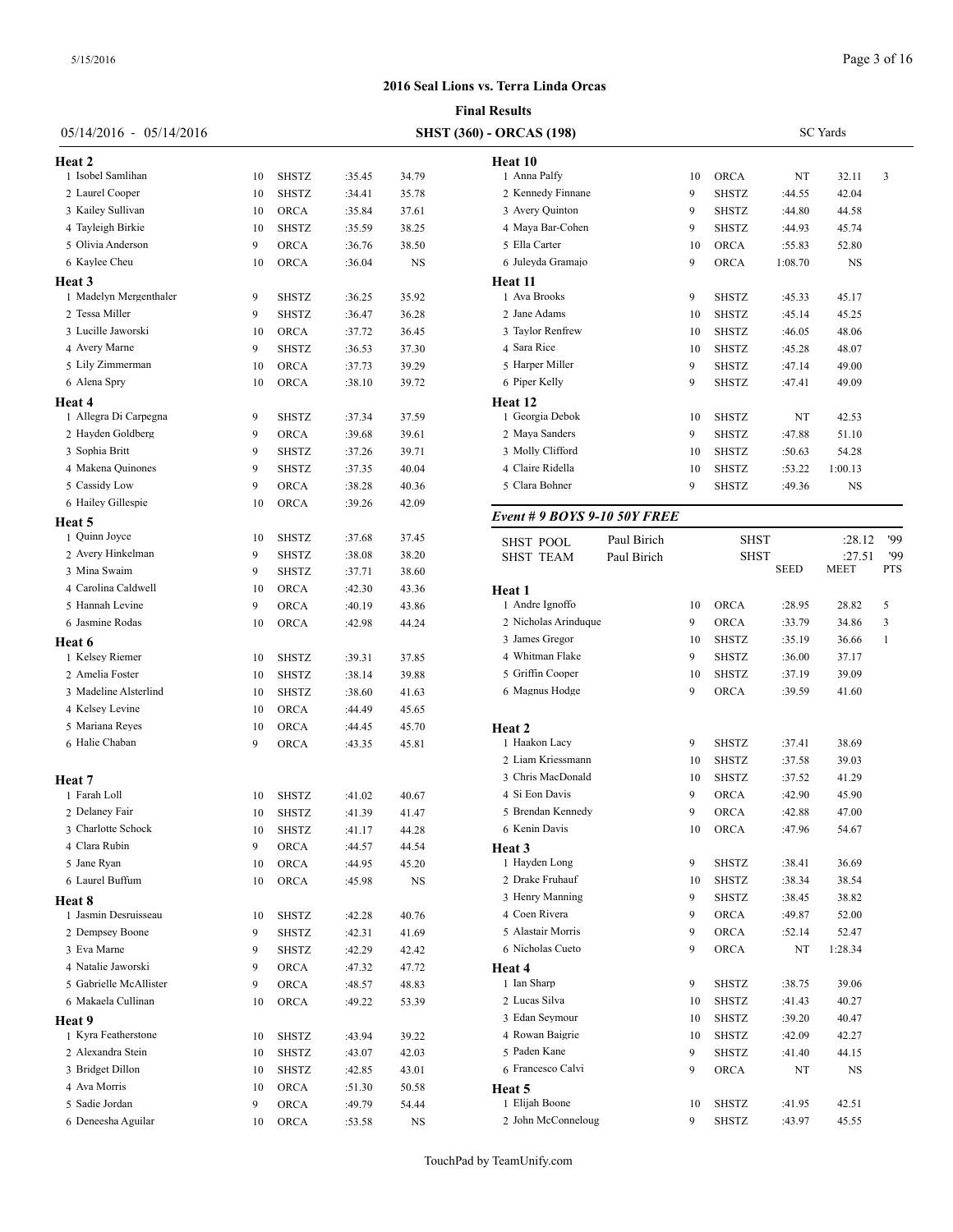## 2016 Seal Lions vs. Terra Linda Orcas

**Final Results**

05/14/2016 - 05/14/2016 — **SHST (360) - ORCAS (198)** — SC Yards

**Heat 2**

| Place | Name | Age | Team | Seed | Time | Pts |
|---|---|---|---|---|---|---|
| 1 | Isobel Samlihan | 10 | SHSTZ | :35.45 | 34.79 | |
| 2 | Laurel Cooper | 10 | SHSTZ | :34.41 | 35.78 | |
| 3 | Kailey Sullivan | 10 | ORCA | :35.84 | 37.61 | |
| 4 | Tayleigh Birkie | 10 | SHSTZ | :35.59 | 38.25 | |
| 5 | Olivia Anderson | 9 | ORCA | :36.76 | 38.50 | |
| 6 | Kaylee Cheu | 10 | ORCA | :36.04 | NS | |

**Heat 3**

| Place | Name | Age | Team | Seed | Time | Pts |
|---|---|---|---|---|---|---|
| 1 | Madelyn Mergenthaler | 9 | SHSTZ | :36.25 | 35.92 | |
| 2 | Tessa Miller | 9 | SHSTZ | :36.47 | 36.28 | |
| 3 | Lucille Jaworski | 10 | ORCA | :37.72 | 36.45 | |
| 4 | Avery Marne | 9 | SHSTZ | :36.53 | 37.30 | |
| 5 | Lily Zimmerman | 10 | ORCA | :37.73 | 39.29 | |
| 6 | Alena Spry | 10 | ORCA | :38.10 | 39.72 | |

**Heat 4**

| Place | Name | Age | Team | Seed | Time | Pts |
|---|---|---|---|---|---|---|
| 1 | Allegra Di Carpegna | 9 | SHSTZ | :37.34 | 37.59 | |
| 2 | Hayden Goldberg | 9 | ORCA | :39.68 | 39.61 | |
| 3 | Sophia Britt | 9 | SHSTZ | :37.26 | 39.71 | |
| 4 | Makena Quinones | 9 | SHSTZ | :37.35 | 40.04 | |
| 5 | Cassidy Low | 9 | ORCA | :38.28 | 40.36 | |
| 6 | Hailey Gillespie | 10 | ORCA | :39.26 | 42.09 | |

**Heat 5**

| Place | Name | Age | Team | Seed | Time | Pts |
|---|---|---|---|---|---|---|
| 1 | Quinn Joyce | 10 | SHSTZ | :37.68 | 37.45 | |
| 2 | Avery Hinkelman | 9 | SHSTZ | :38.08 | 38.20 | |
| 3 | Mina Swaim | 9 | SHSTZ | :37.71 | 38.60 | |
| 4 | Carolina Caldwell | 10 | ORCA | :42.30 | 43.36 | |
| 5 | Hannah Levine | 9 | ORCA | :40.19 | 43.86 | |
| 6 | Jasmine Rodas | 10 | ORCA | :42.98 | 44.24 | |

**Heat 6**

| Place | Name | Age | Team | Seed | Time | Pts |
|---|---|---|---|---|---|---|
| 1 | Kelsey Riemer | 10 | SHSTZ | :39.31 | 37.85 | |
| 2 | Amelia Foster | 10 | SHSTZ | :38.14 | 39.88 | |
| 3 | Madeline Alsterlind | 10 | SHSTZ | :38.60 | 41.63 | |
| 4 | Kelsey Levine | 10 | ORCA | :44.49 | 45.65 | |
| 5 | Mariana Reyes | 10 | ORCA | :44.45 | 45.70 | |
| 6 | Halie Chaban | 9 | ORCA | :43.35 | 45.81 | |

**Heat 7**

| Place | Name | Age | Team | Seed | Time | Pts |
|---|---|---|---|---|---|---|
| 1 | Farah Loll | 10 | SHSTZ | :41.02 | 40.67 | |
| 2 | Delaney Fair | 10 | SHSTZ | :41.39 | 41.47 | |
| 3 | Charlotte Schock | 10 | SHSTZ | :41.17 | 44.28 | |
| 4 | Clara Rubin | 9 | ORCA | :44.57 | 44.54 | |
| 5 | Jane Ryan | 10 | ORCA | :44.95 | 45.20 | |
| 6 | Laurel Buffum | 10 | ORCA | :45.98 | NS | |

**Heat 8**

| Place | Name | Age | Team | Seed | Time | Pts |
|---|---|---|---|---|---|---|
| 1 | Jasmin Desruisseau | 10 | SHSTZ | :42.28 | 40.76 | |
| 2 | Dempsey Boone | 9 | SHSTZ | :42.31 | 41.69 | |
| 3 | Eva Marne | 9 | SHSTZ | :42.29 | 42.42 | |
| 4 | Natalie Jaworski | 9 | ORCA | :47.32 | 47.72 | |
| 5 | Gabrielle McAllister | 9 | ORCA | :48.57 | 48.83 | |
| 6 | Makaela Cullinan | 10 | ORCA | :49.22 | 53.39 | |

**Heat 9**

| Place | Name | Age | Team | Seed | Time | Pts |
|---|---|---|---|---|---|---|
| 1 | Kyra Featherstone | 10 | SHSTZ | :43.94 | 39.22 | |
| 2 | Alexandra Stein | 10 | SHSTZ | :43.07 | 42.03 | |
| 3 | Bridget Dillon | 10 | SHSTZ | :42.85 | 43.01 | |
| 4 | Ava Morris | 10 | ORCA | :51.30 | 50.58 | |
| 5 | Sadie Jordan | 9 | ORCA | :49.79 | 54.44 | |
| 6 | Deneesha Aguilar | 10 | ORCA | :53.58 | NS | |

**Heat 10**

| Place | Name | Age | Team | Seed | Time | Pts |
|---|---|---|---|---|---|---|
| 1 | Anna Palfy | 10 | ORCA | NT | 32.11 | 3 |
| 2 | Kennedy Finnane | 9 | SHSTZ | :44.55 | 42.04 | |
| 3 | Avery Quinton | 9 | SHSTZ | :44.80 | 44.58 | |
| 4 | Maya Bar-Cohen | 9 | SHSTZ | :44.93 | 45.74 | |
| 5 | Ella Carter | 10 | ORCA | :55.83 | 52.80 | |
| 6 | Juleyda Gramajo | 9 | ORCA | 1:08.70 | NS | |

**Heat 11**

| Place | Name | Age | Team | Seed | Time | Pts |
|---|---|---|---|---|---|---|
| 1 | Ava Brooks | 9 | SHSTZ | :45.33 | 45.17 | |
| 2 | Jane Adams | 10 | SHSTZ | :45.14 | 45.25 | |
| 3 | Taylor Renfrew | 10 | SHSTZ | :46.05 | 48.06 | |
| 4 | Sara Rice | 10 | SHSTZ | :45.28 | 48.07 | |
| 5 | Harper Miller | 9 | SHSTZ | :47.14 | 49.00 | |
| 6 | Piper Kelly | 9 | SHSTZ | :47.41 | 49.09 | |

**Heat 12**

| Place | Name | Age | Team | Seed | Time | Pts |
|---|---|---|---|---|---|---|
| 1 | Georgia Debok | 10 | SHSTZ | NT | 42.53 | |
| 2 | Maya Sanders | 9 | SHSTZ | :47.88 | 51.10 | |
| 3 | Molly Clifford | 10 | SHSTZ | :50.63 | 54.28 | |
| 4 | Claire Ridella | 10 | SHSTZ | :53.22 | 1:00.13 | |
| 5 | Clara Bohner | 9 | SHSTZ | :49.36 | NS | |

### *Event # 9 BOYS 9-10 50Y FREE*

| | | | | |
|---|---|---|---|---|
| SHST POOL | Paul Birich | SHST | :28.12 | '99 |
| SHST TEAM | Paul Birich | SHST | :27.51 | '99 |

**Heat 1**

| Place | Name | Age | Team | Seed | Meet | Pts |
|---|---|---|---|---|---|---|
| 1 | Andre Ignoffo | 10 | ORCA | :28.95 | 28.82 | 5 |
| 2 | Nicholas Arinduque | 9 | ORCA | :33.79 | 34.86 | 3 |
| 3 | James Gregor | 10 | SHSTZ | :35.19 | 36.66 | 1 |
| 4 | Whitman Flake | 9 | SHSTZ | :36.00 | 37.17 | |
| 5 | Griffin Cooper | 10 | SHSTZ | :37.19 | 39.09 | |
| 6 | Magnus Hodge | 9 | ORCA | :39.59 | 41.60 | |

**Heat 2**

| Place | Name | Age | Team | Seed | Meet | Pts |
|---|---|---|---|---|---|---|
| 1 | Haakon Lacy | 9 | SHSTZ | :37.41 | 38.69 | |
| 2 | Liam Kriessmann | 10 | SHSTZ | :37.58 | 39.03 | |
| 3 | Chris MacDonald | 10 | SHSTZ | :37.52 | 41.29 | |
| 4 | Si Eon Davis | 9 | ORCA | :42.90 | 45.90 | |
| 5 | Brendan Kennedy | 9 | ORCA | :42.88 | 47.00 | |
| 6 | Kenin Davis | 10 | ORCA | :47.96 | 54.67 | |

**Heat 3**

| Place | Name | Age | Team | Seed | Meet | Pts |
|---|---|---|---|---|---|---|
| 1 | Hayden Long | 9 | SHSTZ | :38.41 | 36.69 | |
| 2 | Drake Fruhauf | 10 | SHSTZ | :38.34 | 38.54 | |
| 3 | Henry Manning | 9 | SHSTZ | :38.45 | 38.82 | |
| 4 | Coen Rivera | 9 | ORCA | :49.87 | 52.00 | |
| 5 | Alastair Morris | 9 | ORCA | :52.14 | 52.47 | |
| 6 | Nicholas Cueto | 9 | ORCA | NT | 1:28.34 | |

**Heat 4**

| Place | Name | Age | Team | Seed | Meet | Pts |
|---|---|---|---|---|---|---|
| 1 | Ian Sharp | 9 | SHSTZ | :38.75 | 39.06 | |
| 2 | Lucas Silva | 10 | SHSTZ | :41.43 | 40.27 | |
| 3 | Edan Seymour | 10 | SHSTZ | :39.20 | 40.47 | |
| 4 | Rowan Baigrie | 10 | SHSTZ | :42.09 | 42.27 | |
| 5 | Paden Kane | 9 | SHSTZ | :41.40 | 44.15 | |
| 6 | Francesco Calvi | 9 | ORCA | NT | NS | |

**Heat 5**

| Place | Name | Age | Team | Seed | Meet | Pts |
|---|---|---|---|---|---|---|
| 1 | Elijah Boone | 10 | SHSTZ | :41.95 | 42.51 | |
| 2 | John McConneloug | 9 | SHSTZ | :43.97 | 45.55 | |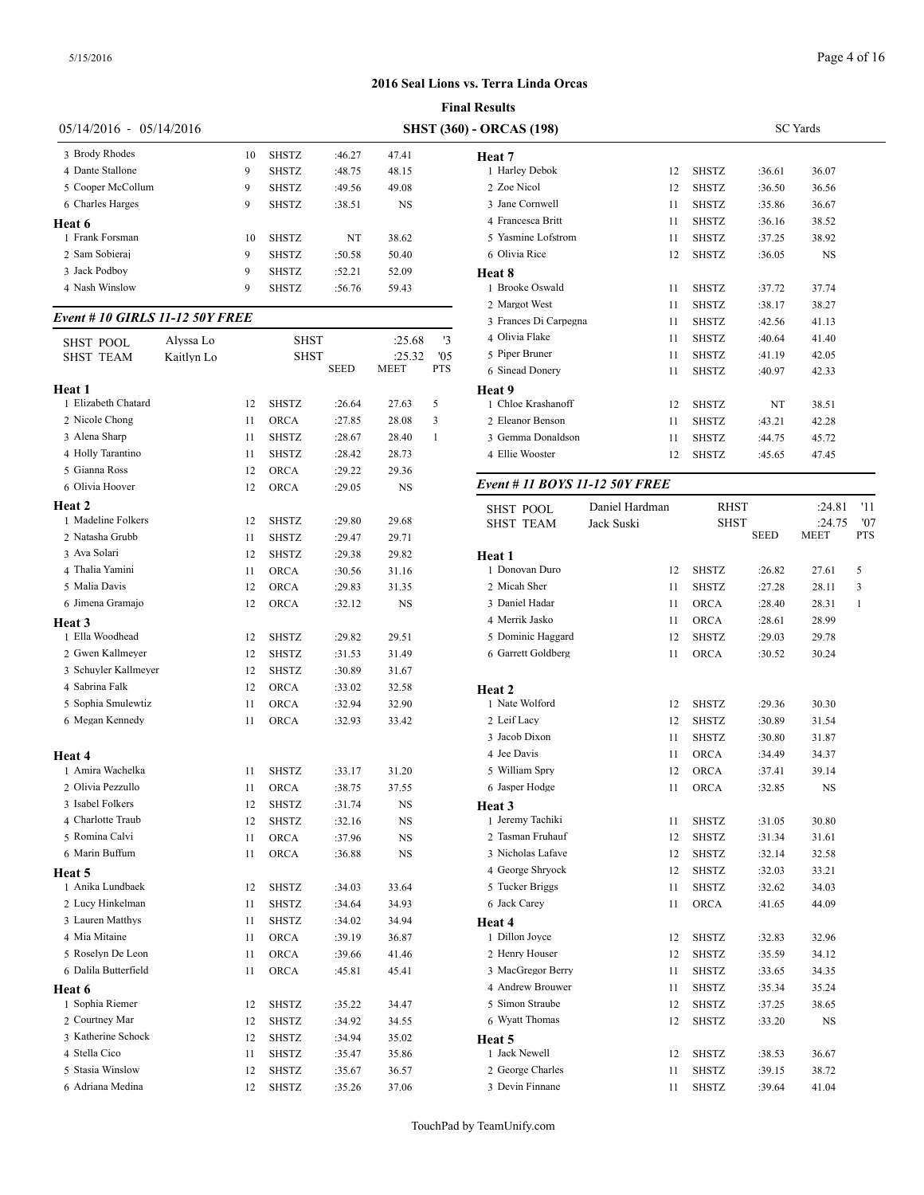## 2016 Seal Lions vs. Terra Linda Orcas

### Final Results

05/14/2016 - 05/14/2016 — **SHST (360) - ORCAS (198)** — SC Yards

| | Name | Age | Team | Seed | Finals | Pts |
|---|---|---|---|---|---|---|
| 3 | Brody Rhodes | 10 | SHSTZ | :46.27 | 47.41 | |
| 4 | Dante Stallone | 9 | SHSTZ | :48.75 | 48.15 | |
| 5 | Cooper McCollum | 9 | SHSTZ | :49.56 | 49.08 | |
| 6 | Charles Harges | 9 | SHSTZ | :38.51 | NS | |
| **Heat 6** | | | | | | |
| 1 | Frank Forsman | 10 | SHSTZ | NT | 38.62 | |
| 2 | Sam Sobieraj | 9 | SHSTZ | :50.58 | 50.40 | |
| 3 | Jack Podboy | 9 | SHSTZ | :52.21 | 52.09 | |
| 4 | Nash Winslow | 9 | SHSTZ | :56.76 | 59.43 | |

### *Event # 10 GIRLS 11-12 50Y FREE*

| | | | Time | Year |
|---|---|---|---|---|
| SHST POOL | Alyssa Lo | SHST | :25.68 | '3 |
| SHST TEAM | Kaitlyn Lo | SHST | :25.32 | '05 |

| | Name | Age | Team | SEED | MEET | PTS |
|---|---|---|---|---|---|---|
| **Heat 1** | | | | | | |
| 1 | Elizabeth Chatard | 12 | SHSTZ | :26.64 | 27.63 | 5 |
| 2 | Nicole Chong | 11 | ORCA | :27.85 | 28.08 | 3 |
| 3 | Alena Sharp | 11 | SHSTZ | :28.67 | 28.40 | 1 |
| 4 | Holly Tarantino | 11 | SHSTZ | :28.42 | 28.73 | |
| 5 | Gianna Ross | 12 | ORCA | :29.22 | 29.36 | |
| 6 | Olivia Hoover | 12 | ORCA | :29.05 | NS | |
| **Heat 2** | | | | | | |
| 1 | Madeline Folkers | 12 | SHSTZ | :29.80 | 29.68 | |
| 2 | Natasha Grubb | 11 | SHSTZ | :29.47 | 29.71 | |
| 3 | Ava Solari | 12 | SHSTZ | :29.38 | 29.82 | |
| 4 | Thalia Yamini | 11 | ORCA | :30.56 | 31.16 | |
| 5 | Malia Davis | 12 | ORCA | :29.83 | 31.35 | |
| 6 | Jimena Gramajo | 12 | ORCA | :32.12 | NS | |
| **Heat 3** | | | | | | |
| 1 | Ella Woodhead | 12 | SHSTZ | :29.82 | 29.51 | |
| 2 | Gwen Kallmeyer | 12 | SHSTZ | :31.53 | 31.49 | |
| 3 | Schuyler Kallmeyer | 12 | SHSTZ | :30.89 | 31.67 | |
| 4 | Sabrina Falk | 12 | ORCA | :33.02 | 32.58 | |
| 5 | Sophia Smulewtiz | 11 | ORCA | :32.94 | 32.90 | |
| 6 | Megan Kennedy | 11 | ORCA | :32.93 | 33.42 | |
| **Heat 4** | | | | | | |
| 1 | Amira Wachelka | 11 | SHSTZ | :33.17 | 31.20 | |
| 2 | Olivia Pezzullo | 11 | ORCA | :38.75 | 37.55 | |
| 3 | Isabel Folkers | 12 | SHSTZ | :31.74 | NS | |
| 4 | Charlotte Traub | 12 | SHSTZ | :32.16 | NS | |
| 5 | Romina Calvi | 11 | ORCA | :37.96 | NS | |
| 6 | Marin Buffum | 11 | ORCA | :36.88 | NS | |
| **Heat 5** | | | | | | |
| 1 | Anika Lundbaek | 12 | SHSTZ | :34.03 | 33.64 | |
| 2 | Lucy Hinkelman | 11 | SHSTZ | :34.64 | 34.93 | |
| 3 | Lauren Matthys | 11 | SHSTZ | :34.02 | 34.94 | |
| 4 | Mia Mitaine | 11 | ORCA | :39.19 | 36.87 | |
| 5 | Roselyn De Leon | 11 | ORCA | :39.66 | 41.46 | |
| 6 | Dalila Butterfield | 11 | ORCA | :45.81 | 45.41 | |
| **Heat 6** | | | | | | |
| 1 | Sophia Riemer | 12 | SHSTZ | :35.22 | 34.47 | |
| 2 | Courtney Mar | 12 | SHSTZ | :34.92 | 34.55 | |
| 3 | Katherine Schock | 12 | SHSTZ | :34.94 | 35.02 | |
| 4 | Stella Cico | 11 | SHSTZ | :35.47 | 35.86 | |
| 5 | Stasia Winslow | 12 | SHSTZ | :35.67 | 36.57 | |
| 6 | Adriana Medina | 12 | SHSTZ | :35.26 | 37.06 | |
| **Heat 7** | | | | | | |
| 1 | Harley Debok | 12 | SHSTZ | :36.61 | 36.07 | |
| 2 | Zoe Nicol | 12 | SHSTZ | :36.50 | 36.56 | |
| 3 | Jane Cornwell | 11 | SHSTZ | :35.86 | 36.67 | |
| 4 | Francesca Britt | 11 | SHSTZ | :36.16 | 38.52 | |
| 5 | Yasmine Lofstrom | 11 | SHSTZ | :37.25 | 38.92 | |
| 6 | Olivia Rice | 12 | SHSTZ | :36.05 | NS | |
| **Heat 8** | | | | | | |
| 1 | Brooke Oswald | 11 | SHSTZ | :37.72 | 37.74 | |
| 2 | Margot West | 11 | SHSTZ | :38.17 | 38.27 | |
| 3 | Frances Di Carpegna | 11 | SHSTZ | :42.56 | 41.13 | |
| 4 | Olivia Flake | 11 | SHSTZ | :40.64 | 41.40 | |
| 5 | Piper Bruner | 11 | SHSTZ | :41.19 | 42.05 | |
| 6 | Sinead Donery | 11 | SHSTZ | :40.97 | 42.33 | |
| **Heat 9** | | | | | | |
| 1 | Chloe Krashanoff | 12 | SHSTZ | NT | 38.51 | |
| 2 | Eleanor Benson | 11 | SHSTZ | :43.21 | 42.28 | |
| 3 | Gemma Donaldson | 11 | SHSTZ | :44.75 | 45.72 | |
| 4 | Ellie Wooster | 12 | SHSTZ | :45.65 | 47.45 | |

### *Event # 11 BOYS 11-12 50Y FREE*

| | | | Time | Year |
|---|---|---|---|---|
| SHST POOL | Daniel Hardman | RHST | :24.81 | '11 |
| SHST TEAM | Jack Suski | SHST | :24.75 | '07 |

| | Name | Age | Team | SEED | MEET | PTS |
|---|---|---|---|---|---|---|
| **Heat 1** | | | | | | |
| 1 | Donovan Duro | 12 | SHSTZ | :26.82 | 27.61 | 5 |
| 2 | Micah Sher | 11 | SHSTZ | :27.28 | 28.11 | 3 |
| 3 | Daniel Hadar | 11 | ORCA | :28.40 | 28.31 | 1 |
| 4 | Merrik Jasko | 11 | ORCA | :28.61 | 28.99 | |
| 5 | Dominic Haggard | 12 | SHSTZ | :29.03 | 29.78 | |
| 6 | Garrett Goldberg | 11 | ORCA | :30.52 | 30.24 | |
| **Heat 2** | | | | | | |
| 1 | Nate Wolford | 12 | SHSTZ | :29.36 | 30.30 | |
| 2 | Leif Lacy | 12 | SHSTZ | :30.89 | 31.54 | |
| 3 | Jacob Dixon | 11 | SHSTZ | :30.80 | 31.87 | |
| 4 | Jee Davis | 11 | ORCA | :34.49 | 34.37 | |
| 5 | William Spry | 12 | ORCA | :37.41 | 39.14 | |
| 6 | Jasper Hodge | 11 | ORCA | :32.85 | NS | |
| **Heat 3** | | | | | | |
| 1 | Jeremy Tachiki | 11 | SHSTZ | :31.05 | 30.80 | |
| 2 | Tasman Fruhauf | 12 | SHSTZ | :31.34 | 31.61 | |
| 3 | Nicholas Lafave | 12 | SHSTZ | :32.14 | 32.58 | |
| 4 | George Shryock | 12 | SHSTZ | :32.03 | 33.21 | |
| 5 | Tucker Briggs | 11 | SHSTZ | :32.62 | 34.03 | |
| 6 | Jack Carey | 11 | ORCA | :41.65 | 44.09 | |
| **Heat 4** | | | | | | |
| 1 | Dillon Joyce | 12 | SHSTZ | :32.83 | 32.96 | |
| 2 | Henry Houser | 12 | SHSTZ | :35.59 | 34.12 | |
| 3 | MacGregor Berry | 11 | SHSTZ | :33.65 | 34.35 | |
| 4 | Andrew Brouwer | 11 | SHSTZ | :35.34 | 35.24 | |
| 5 | Simon Straube | 12 | SHSTZ | :37.25 | 38.65 | |
| 6 | Wyatt Thomas | 12 | SHSTZ | :33.20 | NS | |
| **Heat 5** | | | | | | |
| 1 | Jack Newell | 12 | SHSTZ | :38.53 | 36.67 | |
| 2 | George Charles | 11 | SHSTZ | :39.15 | 38.72 | |
| 3 | Devin Finnane | 11 | SHSTZ | :39.64 | 41.04 | |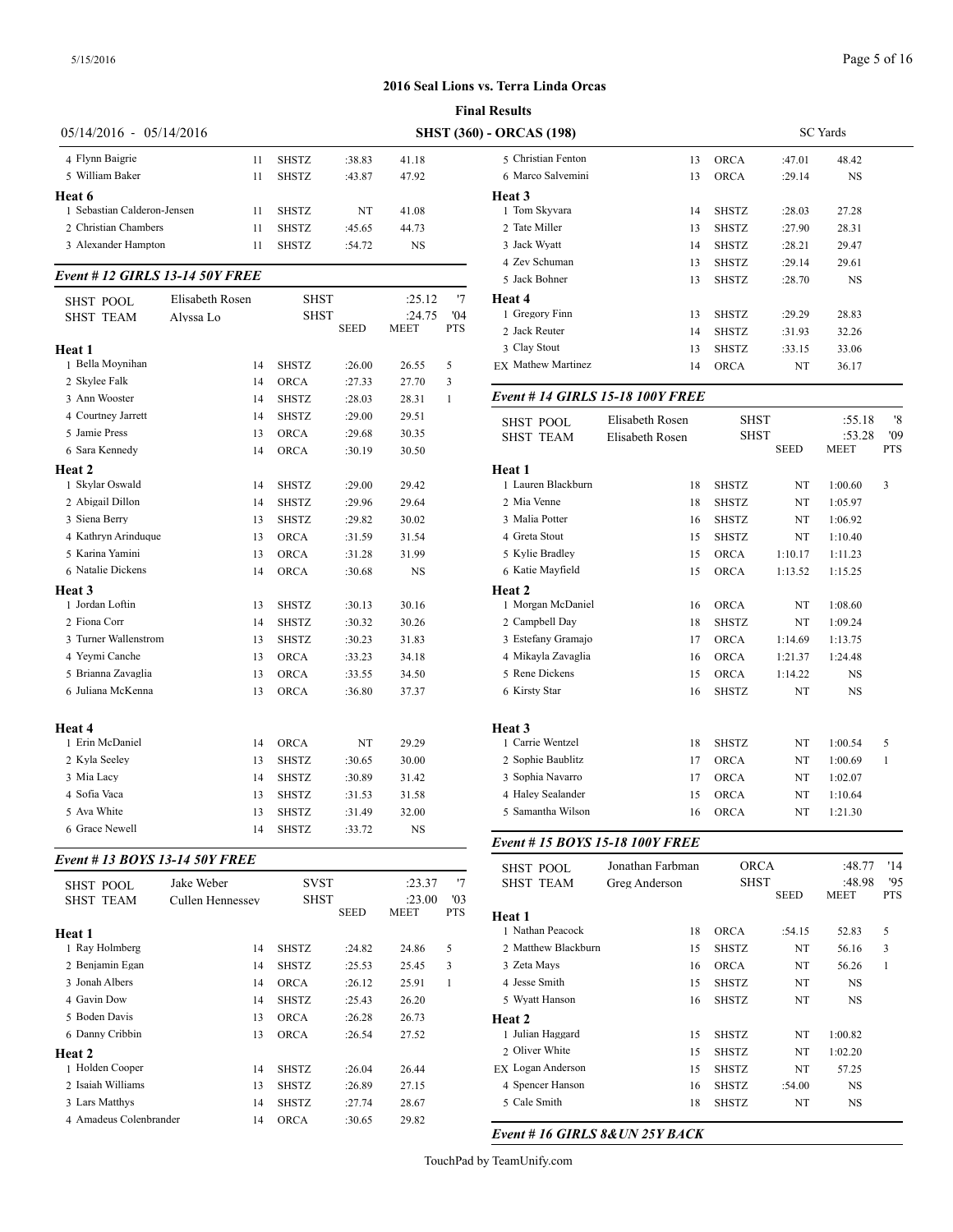## 2016 Seal Lions vs. Terra Linda Orcas

**Final Results**

05/14/2016 - 05/14/2016 **SHST (360) - ORCAS (198)** SC Yards

| | Age | Team | Seed | Finals | Pts |
|---|---|---|---|---|---|
| 4 Flynn Baigrie | 11 | SHSTZ | :38.83 | 41.18 | |
| 5 William Baker | 11 | SHSTZ | :43.87 | 47.92 | |
| **Heat 6** | | | | | |
| 1 Sebastian Calderon-Jensen | 11 | SHSTZ | NT | 41.08 | |
| 2 Christian Chambers | 11 | SHSTZ | :45.65 | 44.73 | |
| 3 Alexander Hampton | 11 | SHSTZ | :54.72 | NS | |

### *Event # 12 GIRLS 13-14 50Y FREE*

| | | | | | |
|---|---|---|---|---|---|
| SHST POOL | Elisabeth Rosen | SHST | | :25.12 | '7 |
| SHST TEAM | Alyssa Lo | SHST | | :24.75 | '04 |
| | | | SEED | MEET | PTS |

| | Age | Team | Seed | Finals | Pts |
|---|---|---|---|---|---|
| **Heat 1** | | | | | |
| 1 Bella Moynihan | 14 | SHSTZ | :26.00 | 26.55 | 5 |
| 2 Skylee Falk | 14 | ORCA | :27.33 | 27.70 | 3 |
| 3 Ann Wooster | 14 | SHSTZ | :28.03 | 28.31 | 1 |
| 4 Courtney Jarrett | 14 | SHSTZ | :29.00 | 29.51 | |
| 5 Jamie Press | 13 | ORCA | :29.68 | 30.35 | |
| 6 Sara Kennedy | 14 | ORCA | :30.19 | 30.50 | |
| **Heat 2** | | | | | |
| 1 Skylar Oswald | 14 | SHSTZ | :29.00 | 29.42 | |
| 2 Abigail Dillon | 14 | SHSTZ | :29.96 | 29.64 | |
| 3 Siena Berry | 13 | SHSTZ | :29.82 | 30.02 | |
| 4 Kathryn Arinduque | 13 | ORCA | :31.59 | 31.54 | |
| 5 Karina Yamini | 13 | ORCA | :31.28 | 31.99 | |
| 6 Natalie Dickens | 14 | ORCA | :30.68 | NS | |
| **Heat 3** | | | | | |
| 1 Jordan Loftin | 13 | SHSTZ | :30.13 | 30.16 | |
| 2 Fiona Corr | 14 | SHSTZ | :30.32 | 30.26 | |
| 3 Turner Wallenstrom | 13 | SHSTZ | :30.23 | 31.83 | |
| 4 Yeymi Canche | 13 | ORCA | :33.23 | 34.18 | |
| 5 Brianna Zavaglia | 13 | ORCA | :33.55 | 34.50 | |
| 6 Juliana McKenna | 13 | ORCA | :36.80 | 37.37 | |
| **Heat 4** | | | | | |
| 1 Erin McDaniel | 14 | ORCA | NT | 29.29 | |
| 2 Kyla Seeley | 13 | SHSTZ | :30.65 | 30.00 | |
| 3 Mia Lacy | 14 | SHSTZ | :30.89 | 31.42 | |
| 4 Sofia Vaca | 13 | SHSTZ | :31.53 | 31.58 | |
| 5 Ava White | 13 | SHSTZ | :31.49 | 32.00 | |
| 6 Grace Newell | 14 | SHSTZ | :33.72 | NS | |

### *Event # 13 BOYS 13-14 50Y FREE*

| | | | | | |
|---|---|---|---|---|---|
| SHST POOL | Jake Weber | SVST | | :23.37 | '7 |
| SHST TEAM | Cullen Hennessey | SHST | | :23.00 | '03 |
| | | | SEED | MEET | PTS |

| | Age | Team | Seed | Finals | Pts |
|---|---|---|---|---|---|
| **Heat 1** | | | | | |
| 1 Ray Holmberg | 14 | SHSTZ | :24.82 | 24.86 | 5 |
| 2 Benjamin Egan | 14 | SHSTZ | :25.53 | 25.45 | 3 |
| 3 Jonah Albers | 14 | ORCA | :26.12 | 25.91 | 1 |
| 4 Gavin Dow | 14 | SHSTZ | :25.43 | 26.20 | |
| 5 Boden Davis | 13 | ORCA | :26.28 | 26.73 | |
| 6 Danny Cribbin | 13 | ORCA | :26.54 | 27.52 | |
| **Heat 2** | | | | | |
| 1 Holden Cooper | 14 | SHSTZ | :26.04 | 26.44 | |
| 2 Isaiah Williams | 13 | SHSTZ | :26.89 | 27.15 | |
| 3 Lars Matthys | 14 | SHSTZ | :27.74 | 28.67 | |
| 4 Amadeus Colenbrander | 14 | ORCA | :30.65 | 29.82 | |
| 5 Christian Fenton | 13 | ORCA | :47.01 | 48.42 | |
| 6 Marco Salvemini | 13 | ORCA | :29.14 | NS | |
| **Heat 3** | | | | | |
| 1 Tom Skyvara | 14 | SHSTZ | :28.03 | 27.28 | |
| 2 Tate Miller | 13 | SHSTZ | :27.90 | 28.31 | |
| 3 Jack Wyatt | 14 | SHSTZ | :28.21 | 29.47 | |
| 4 Zev Schuman | 13 | SHSTZ | :29.14 | 29.61 | |
| 5 Jack Bohner | 13 | SHSTZ | :28.70 | NS | |
| **Heat 4** | | | | | |
| 1 Gregory Finn | 13 | SHSTZ | :29.29 | 28.83 | |
| 2 Jack Reuter | 14 | SHSTZ | :31.93 | 32.26 | |
| 3 Clay Stout | 13 | SHSTZ | :33.15 | 33.06 | |
| EX Mathew Martinez | 14 | ORCA | NT | 36.17 | |

### *Event # 14 GIRLS 15-18 100Y FREE*

| | | | | | |
|---|---|---|---|---|---|
| SHST POOL | Elisabeth Rosen | SHST | | :55.18 | '8 |
| SHST TEAM | Elisabeth Rosen | SHST | | :53.28 | '09 |
| | | | SEED | MEET | PTS |

| | Age | Team | Seed | Finals | Pts |
|---|---|---|---|---|---|
| **Heat 1** | | | | | |
| 1 Lauren Blackburn | 18 | SHSTZ | NT | 1:00.60 | 3 |
| 2 Mia Venne | 18 | SHSTZ | NT | 1:05.97 | |
| 3 Malia Potter | 16 | SHSTZ | NT | 1:06.92 | |
| 4 Greta Stout | 15 | SHSTZ | NT | 1:10.40 | |
| 5 Kylie Bradley | 15 | ORCA | 1:10.17 | 1:11.23 | |
| 6 Katie Mayfield | 15 | ORCA | 1:13.52 | 1:15.25 | |
| **Heat 2** | | | | | |
| 1 Morgan McDaniel | 16 | ORCA | NT | 1:08.60 | |
| 2 Campbell Day | 18 | SHSTZ | NT | 1:09.24 | |
| 3 Estefany Gramajo | 17 | ORCA | 1:14.69 | 1:13.75 | |
| 4 Mikayla Zavaglia | 16 | ORCA | 1:21.37 | 1:24.48 | |
| 5 Rene Dickens | 15 | ORCA | 1:14.22 | NS | |
| 6 Kirsty Star | 16 | SHSTZ | NT | NS | |
| **Heat 3** | | | | | |
| 1 Carrie Wentzel | 18 | SHSTZ | NT | 1:00.54 | 5 |
| 2 Sophie Baublitz | 17 | ORCA | NT | 1:00.69 | 1 |
| 3 Sophia Navarro | 17 | ORCA | NT | 1:02.07 | |
| 4 Haley Sealander | 15 | ORCA | NT | 1:10.64 | |
| 5 Samantha Wilson | 16 | ORCA | NT | 1:21.30 | |

### *Event # 15 BOYS 15-18 100Y FREE*

| | | | | | |
|---|---|---|---|---|---|
| SHST POOL | Jonathan Farbman | ORCA | | :48.77 | '14 |
| SHST TEAM | Greg Anderson | SHST | | :48.98 | '95 |
| | | | SEED | MEET | PTS |

| | Age | Team | Seed | Finals | Pts |
|---|---|---|---|---|---|
| **Heat 1** | | | | | |
| 1 Nathan Peacock | 18 | ORCA | :54.15 | 52.83 | 5 |
| 2 Matthew Blackburn | 15 | SHSTZ | NT | 56.16 | 3 |
| 3 Zeta Mays | 16 | ORCA | NT | 56.26 | 1 |
| 4 Jesse Smith | 15 | SHSTZ | NT | NS | |
| 5 Wyatt Hanson | 16 | SHSTZ | NT | NS | |
| **Heat 2** | | | | | |
| 1 Julian Haggard | 15 | SHSTZ | NT | 1:00.82 | |
| 2 Oliver White | 15 | SHSTZ | NT | 1:02.20 | |
| EX Logan Anderson | 15 | SHSTZ | NT | 57.25 | |
| 4 Spencer Hanson | 16 | SHSTZ | :54.00 | NS | |
| 5 Cale Smith | 18 | SHSTZ | NT | NS | |

### *Event # 16 GIRLS 8&UN 25Y BACK*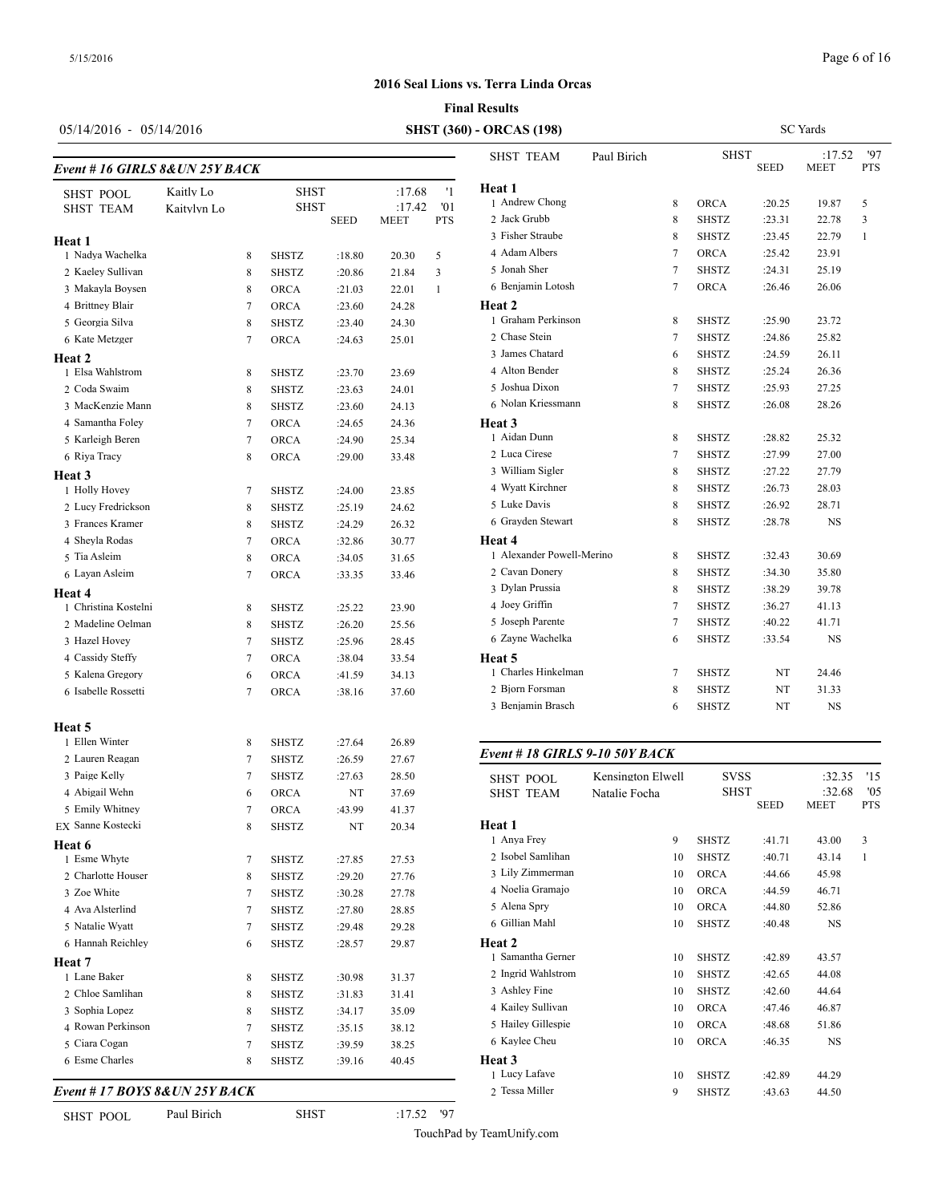## 2016 Seal Lions vs. Terra Linda Orcas

### Final Results

05/14/2016 - 05/14/2016 **SHST (360) - ORCAS (198)** SC Yards

### Event # 16 GIRLS 8&UN 25Y BACK

| | | | | | | |
|---|---|---|---|---|---|---|
| SHST POOL | Kaitly Lo | | SHST | | :17.68 | '1 |
| SHST TEAM | Kaitylyn Lo | | SHST | | :17.42 | '01 |
| | | | | SEED | MEET | PTS |
| **Heat 1** | | | | | | |
| 1 Nadya Wachelka | | 8 | SHSTZ | :18.80 | 20.30 | 5 |
| 2 Kaeley Sullivan | | 8 | SHSTZ | :20.86 | 21.84 | 3 |
| 3 Makayla Boysen | | 8 | ORCA | :21.03 | 22.01 | 1 |
| 4 Brittney Blair | | 7 | ORCA | :23.60 | 24.28 | |
| 5 Georgia Silva | | 8 | SHSTZ | :23.40 | 24.30 | |
| 6 Kate Metzger | | 7 | ORCA | :24.63 | 25.01 | |
| **Heat 2** | | | | | | |
| 1 Elsa Wahlstrom | | 8 | SHSTZ | :23.70 | 23.69 | |
| 2 Coda Swaim | | 8 | SHSTZ | :23.63 | 24.01 | |
| 3 MacKenzie Mann | | 8 | SHSTZ | :23.60 | 24.13 | |
| 4 Samantha Foley | | 7 | ORCA | :24.65 | 24.36 | |
| 5 Karleigh Beren | | 7 | ORCA | :24.90 | 25.34 | |
| 6 Riya Tracy | | 8 | ORCA | :29.00 | 33.48 | |
| **Heat 3** | | | | | | |
| 1 Holly Hovey | | 7 | SHSTZ | :24.00 | 23.85 | |
| 2 Lucy Fredrickson | | 8 | SHSTZ | :25.19 | 24.62 | |
| 3 Frances Kramer | | 8 | SHSTZ | :24.29 | 26.32 | |
| 4 Sheyla Rodas | | 7 | ORCA | :32.86 | 30.77 | |
| 5 Tia Asleim | | 8 | ORCA | :34.05 | 31.65 | |
| 6 Layan Asleim | | 7 | ORCA | :33.35 | 33.46 | |
| **Heat 4** | | | | | | |
| 1 Christina Kostelni | | 8 | SHSTZ | :25.22 | 23.90 | |
| 2 Madeline Oelman | | 8 | SHSTZ | :26.20 | 25.56 | |
| 3 Hazel Hovey | | 7 | SHSTZ | :25.96 | 28.45 | |
| 4 Cassidy Steffy | | 7 | ORCA | :38.04 | 33.54 | |
| 5 Kalena Gregory | | 6 | ORCA | :41.59 | 34.13 | |
| 6 Isabelle Rossetti | | 7 | ORCA | :38.16 | 37.60 | |
| **Heat 5** | | | | | | |
| 1 Ellen Winter | | 8 | SHSTZ | :27.64 | 26.89 | |
| 2 Lauren Reagan | | 7 | SHSTZ | :26.59 | 27.67 | |
| 3 Paige Kelly | | 7 | SHSTZ | :27.63 | 28.50 | |
| 4 Abigail Wehn | | 6 | ORCA | NT | 37.69 | |
| 5 Emily Whitney | | 7 | ORCA | :43.99 | 41.37 | |
| EX Sanne Kostecki | | 8 | SHSTZ | NT | 20.34 | |
| **Heat 6** | | | | | | |
| 1 Esme Whyte | | 7 | SHSTZ | :27.85 | 27.53 | |
| 2 Charlotte Houser | | 8 | SHSTZ | :29.20 | 27.76 | |
| 3 Zoe White | | 7 | SHSTZ | :30.28 | 27.78 | |
| 4 Ava Alsterlind | | 7 | SHSTZ | :27.80 | 28.85 | |
| 5 Natalie Wyatt | | 7 | SHSTZ | :29.48 | 29.28 | |
| 6 Hannah Reichley | | 6 | SHSTZ | :28.57 | 29.87 | |
| **Heat 7** | | | | | | |
| 1 Lane Baker | | 8 | SHSTZ | :30.98 | 31.37 | |
| 2 Chloe Samlihan | | 8 | SHSTZ | :31.83 | 31.41 | |
| 3 Sophia Lopez | | 8 | SHSTZ | :34.17 | 35.09 | |
| 4 Rowan Perkinson | | 7 | SHSTZ | :35.15 | 38.12 | |
| 5 Ciara Cogan | | 7 | SHSTZ | :39.59 | 38.25 | |
| 6 Esme Charles | | 8 | SHSTZ | :39.16 | 40.45 | |

### Event # 17 BOYS 8&UN 25Y BACK

| | | | | | | |
|---|---|---|---|---|---|---|
| SHST POOL | Paul Birich | | SHST | | :17.52 | '97 |
| SHST TEAM | Paul Birich | | SHST | | :17.52 | '97 |
| | | | | SEED | MEET | PTS |
| **Heat 1** | | | | | | |
| 1 Andrew Chong | | 8 | ORCA | :20.25 | 19.87 | 5 |
| 2 Jack Grubb | | 8 | SHSTZ | :23.31 | 22.78 | 3 |
| 3 Fisher Straube | | 8 | SHSTZ | :23.45 | 22.79 | 1 |
| 4 Adam Albers | | 7 | ORCA | :25.42 | 23.91 | |
| 5 Jonah Sher | | 7 | SHSTZ | :24.31 | 25.19 | |
| 6 Benjamin Lotosh | | 7 | ORCA | :26.46 | 26.06 | |
| **Heat 2** | | | | | | |
| 1 Graham Perkinson | | 8 | SHSTZ | :25.90 | 23.72 | |
| 2 Chase Stein | | 7 | SHSTZ | :24.86 | 25.82 | |
| 3 James Chatard | | 6 | SHSTZ | :24.59 | 26.11 | |
| 4 Alton Bender | | 8 | SHSTZ | :25.24 | 26.36 | |
| 5 Joshua Dixon | | 7 | SHSTZ | :25.93 | 27.25 | |
| 6 Nolan Kriessmann | | 8 | SHSTZ | :26.08 | 28.26 | |
| **Heat 3** | | | | | | |
| 1 Aidan Dunn | | 8 | SHSTZ | :28.82 | 25.32 | |
| 2 Luca Cirese | | 7 | SHSTZ | :27.99 | 27.00 | |
| 3 William Sigler | | 8 | SHSTZ | :27.22 | 27.79 | |
| 4 Wyatt Kirchner | | 8 | SHSTZ | :26.73 | 28.03 | |
| 5 Luke Davis | | 8 | SHSTZ | :26.92 | 28.71 | |
| 6 Grayden Stewart | | 8 | SHSTZ | :28.78 | NS | |
| **Heat 4** | | | | | | |
| 1 Alexander Powell-Merino | | 8 | SHSTZ | :32.43 | 30.69 | |
| 2 Cavan Donery | | 8 | SHSTZ | :34.30 | 35.80 | |
| 3 Dylan Prussia | | 8 | SHSTZ | :38.29 | 39.78 | |
| 4 Joey Griffin | | 7 | SHSTZ | :36.27 | 41.13 | |
| 5 Joseph Parente | | 7 | SHSTZ | :40.22 | 41.71 | |
| 6 Zayne Wachelka | | 6 | SHSTZ | :33.54 | NS | |
| **Heat 5** | | | | | | |
| 1 Charles Hinkelman | | 7 | SHSTZ | NT | 24.46 | |
| 2 Bjorn Forsman | | 8 | SHSTZ | NT | 31.33 | |
| 3 Benjamin Brasch | | 6 | SHSTZ | NT | NS | |

### Event # 18 GIRLS 9-10 50Y BACK

| | | | | | | |
|---|---|---|---|---|---|---|
| SHST POOL | Kensington Elwell | | SVSS | | :32.35 | '15 |
| SHST TEAM | Natalie Focha | | SHST | | :32.68 | '05 |
| | | | | SEED | MEET | PTS |
| **Heat 1** | | | | | | |
| 1 Anya Frey | | 9 | SHSTZ | :41.71 | 43.00 | 3 |
| 2 Isobel Samlihan | | 10 | SHSTZ | :40.71 | 43.14 | 1 |
| 3 Lily Zimmerman | | 10 | ORCA | :44.66 | 45.98 | |
| 4 Noelia Gramajo | | 10 | ORCA | :44.59 | 46.71 | |
| 5 Alena Spry | | 10 | ORCA | :44.80 | 52.86 | |
| 6 Gillian Mahl | | 10 | SHSTZ | :40.48 | NS | |
| **Heat 2** | | | | | | |
| 1 Samantha Gerner | | 10 | SHSTZ | :42.89 | 43.57 | |
| 2 Ingrid Wahlstrom | | 10 | SHSTZ | :42.65 | 44.08 | |
| 3 Ashley Fine | | 10 | SHSTZ | :42.60 | 44.64 | |
| 4 Kailey Sullivan | | 10 | ORCA | :47.46 | 46.87 | |
| 5 Hailey Gillespie | | 10 | ORCA | :48.68 | 51.86 | |
| 6 Kaylee Cheu | | 10 | ORCA | :46.35 | NS | |
| **Heat 3** | | | | | | |
| 1 Lucy Lafave | | 10 | SHSTZ | :42.89 | 44.29 | |
| 2 Tessa Miller | | 9 | SHSTZ | :43.63 | 44.50 | |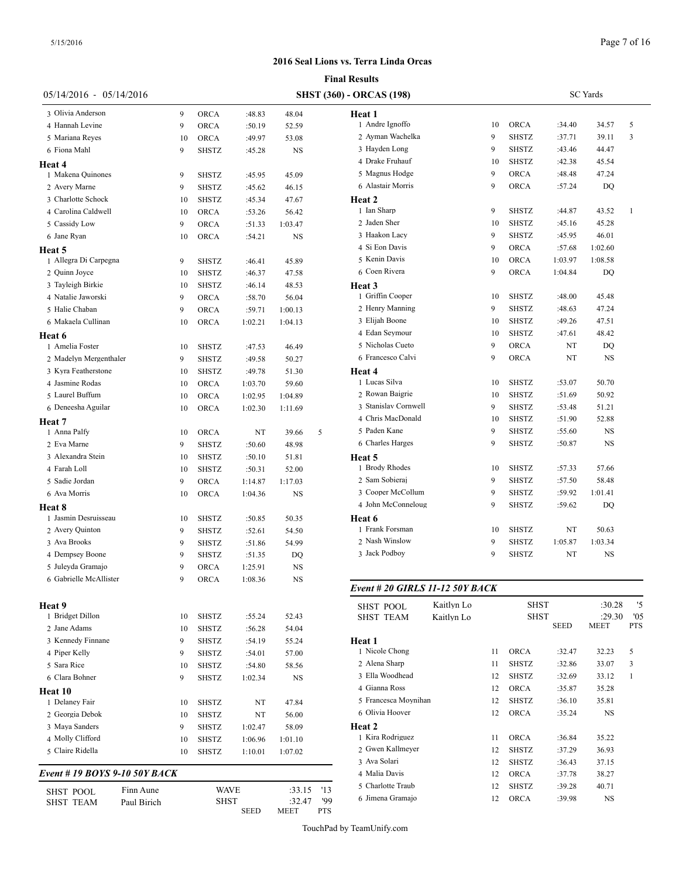## 2016 Seal Lions vs. Terra Linda Orcas

### Final Results

05/14/2016 - 05/14/2016 — **SHST (360) - ORCAS (198)** — SC Yards

| Name | Age | Team | Seed | Finals | Pts |
|---|---|---|---|---|---|
| 3 Olivia Anderson | 9 | ORCA | :48.83 | 48.04 | |
| 4 Hannah Levine | 9 | ORCA | :50.19 | 52.59 | |
| 5 Mariana Reyes | 10 | ORCA | :49.97 | 53.08 | |
| 6 Fiona Mahl | 9 | SHSTZ | :45.28 | NS | |
| **Heat 4** | | | | | |
| 1 Makena Quinones | 9 | SHSTZ | :45.95 | 45.09 | |
| 2 Avery Marne | 9 | SHSTZ | :45.62 | 46.15 | |
| 3 Charlotte Schock | 10 | SHSTZ | :45.34 | 47.67 | |
| 4 Carolina Caldwell | 10 | ORCA | :53.26 | 56.42 | |
| 5 Cassidy Low | 9 | ORCA | :51.33 | 1:03.47 | |
| 6 Jane Ryan | 10 | ORCA | :54.21 | NS | |
| **Heat 5** | | | | | |
| 1 Allegra Di Carpegna | 9 | SHSTZ | :46.41 | 45.89 | |
| 2 Quinn Joyce | 10 | SHSTZ | :46.37 | 47.58 | |
| 3 Tayleigh Birkie | 10 | SHSTZ | :46.14 | 48.53 | |
| 4 Natalie Jaworski | 9 | ORCA | :58.70 | 56.04 | |
| 5 Halie Chaban | 9 | ORCA | :59.71 | 1:00.13 | |
| 6 Makaela Cullinan | 10 | ORCA | 1:02.21 | 1:04.13 | |
| **Heat 6** | | | | | |
| 1 Amelia Foster | 10 | SHSTZ | :47.53 | 46.49 | |
| 2 Madelyn Mergenthaler | 9 | SHSTZ | :49.58 | 50.27 | |
| 3 Kyra Featherstone | 10 | SHSTZ | :49.78 | 51.30 | |
| 4 Jasmine Rodas | 10 | ORCA | 1:03.70 | 59.60 | |
| 5 Laurel Buffum | 10 | ORCA | 1:02.95 | 1:04.89 | |
| 6 Deneesha Aguilar | 10 | ORCA | 1:02.30 | 1:11.69 | |
| **Heat 7** | | | | | |
| 1 Anna Palfy | 10 | ORCA | NT | 39.66 | 5 |
| 2 Eva Marne | 9 | SHSTZ | :50.60 | 48.98 | |
| 3 Alexandra Stein | 10 | SHSTZ | :50.10 | 51.81 | |
| 4 Farah Loll | 10 | SHSTZ | :50.31 | 52.00 | |
| 5 Sadie Jordan | 9 | ORCA | 1:14.87 | 1:17.03 | |
| 6 Ava Morris | 10 | ORCA | 1:04.36 | NS | |
| **Heat 8** | | | | | |
| 1 Jasmin Desruisseau | 10 | SHSTZ | :50.85 | 50.35 | |
| 2 Avery Quinton | 9 | SHSTZ | :52.61 | 54.50 | |
| 3 Ava Brooks | 9 | SHSTZ | :51.86 | 54.99 | |
| 4 Dempsey Boone | 9 | SHSTZ | :51.35 | DQ | |
| 5 Juleyda Gramajo | 9 | ORCA | 1:25.91 | NS | |
| 6 Gabrielle McAllister | 9 | ORCA | 1:08.36 | NS | |
| **Heat 9** | | | | | |
| 1 Bridget Dillon | 10 | SHSTZ | :55.24 | 52.43 | |
| 2 Jane Adams | 10 | SHSTZ | :56.28 | 54.04 | |
| 3 Kennedy Finnane | 9 | SHSTZ | :54.19 | 55.24 | |
| 4 Piper Kelly | 9 | SHSTZ | :54.01 | 57.00 | |
| 5 Sara Rice | 10 | SHSTZ | :54.80 | 58.56 | |
| 6 Clara Bohner | 9 | SHSTZ | 1:02.34 | NS | |
| **Heat 10** | | | | | |
| 1 Delaney Fair | 10 | SHSTZ | NT | 47.84 | |
| 2 Georgia Debok | 10 | SHSTZ | NT | 56.00 | |
| 3 Maya Sanders | 9 | SHSTZ | 1:02.47 | 58.09 | |
| 4 Molly Clifford | 10 | SHSTZ | 1:06.96 | 1:01.10 | |
| 5 Claire Ridella | 10 | SHSTZ | 1:10.01 | 1:07.02 | |

### *Event # 19 BOYS 9-10 50Y BACK*

| | | | | |
|---|---|---|---|---|
| SHST POOL | Finn Aune | WAVE | :33.15 | '13 |
| SHST TEAM | Paul Birich | SHST | :32.47 | '99 |

| Name | Age | Team | SEED | MEET | PTS |
|---|---|---|---|---|---|
| **Heat 1** | | | | | |
| 1 Andre Ignoffo | 10 | ORCA | :34.40 | 34.57 | 5 |
| 2 Ayman Wachelka | 9 | SHSTZ | :37.71 | 39.11 | 3 |
| 3 Hayden Long | 9 | SHSTZ | :43.46 | 44.47 | |
| 4 Drake Fruhauf | 10 | SHSTZ | :42.38 | 45.54 | |
| 5 Magnus Hodge | 9 | ORCA | :48.48 | 47.24 | |
| 6 Alastair Morris | 9 | ORCA | :57.24 | DQ | |
| **Heat 2** | | | | | |
| 1 Ian Sharp | 9 | SHSTZ | :44.87 | 43.52 | 1 |
| 2 Jaden Sher | 10 | SHSTZ | :45.16 | 45.28 | |
| 3 Haakon Lacy | 9 | SHSTZ | :45.95 | 46.01 | |
| 4 Si Eon Davis | 9 | ORCA | :57.68 | 1:02.60 | |
| 5 Kenin Davis | 10 | ORCA | 1:03.97 | 1:08.58 | |
| 6 Coen Rivera | 9 | ORCA | 1:04.84 | DQ | |
| **Heat 3** | | | | | |
| 1 Griffin Cooper | 10 | SHSTZ | :48.00 | 45.48 | |
| 2 Henry Manning | 9 | SHSTZ | :48.63 | 47.24 | |
| 3 Elijah Boone | 10 | SHSTZ | :49.26 | 47.51 | |
| 4 Edan Seymour | 10 | SHSTZ | :47.61 | 48.42 | |
| 5 Nicholas Cueto | 9 | ORCA | NT | DQ | |
| 6 Francesco Calvi | 9 | ORCA | NT | NS | |
| **Heat 4** | | | | | |
| 1 Lucas Silva | 10 | SHSTZ | :53.07 | 50.70 | |
| 2 Rowan Baigrie | 10 | SHSTZ | :51.69 | 50.92 | |
| 3 Stanislav Cornwell | 9 | SHSTZ | :53.48 | 51.21 | |
| 4 Chris MacDonald | 10 | SHSTZ | :51.90 | 52.88 | |
| 5 Paden Kane | 9 | SHSTZ | :55.60 | NS | |
| 6 Charles Harges | 9 | SHSTZ | :50.87 | NS | |
| **Heat 5** | | | | | |
| 1 Brody Rhodes | 10 | SHSTZ | :57.33 | 57.66 | |
| 2 Sam Sobieraj | 9 | SHSTZ | :57.50 | 58.48 | |
| 3 Cooper McCollum | 9 | SHSTZ | :59.92 | 1:01.41 | |
| 4 John McConneloug | 9 | SHSTZ | :59.62 | DQ | |
| **Heat 6** | | | | | |
| 1 Frank Forsman | 10 | SHSTZ | NT | 50.63 | |
| 2 Nash Winslow | 9 | SHSTZ | 1:05.87 | 1:03.34 | |
| 3 Jack Podboy | 9 | SHSTZ | NT | NS | |

### *Event # 20 GIRLS 11-12 50Y BACK*

| | | | | |
|---|---|---|---|---|
| SHST POOL | Kaitlyn Lo | SHST | :30.28 | '5 |
| SHST TEAM | Kaitlyn Lo | SHST | :29.30 | '05 |

| Name | Age | Team | SEED | MEET | PTS |
|---|---|---|---|---|---|
| **Heat 1** | | | | | |
| 1 Nicole Chong | 11 | ORCA | :32.47 | 32.23 | 5 |
| 2 Alena Sharp | 11 | SHSTZ | :32.86 | 33.07 | 3 |
| 3 Ella Woodhead | 12 | SHSTZ | :32.69 | 33.12 | 1 |
| 4 Gianna Ross | 12 | ORCA | :35.87 | 35.28 | |
| 5 Francesca Moynihan | 12 | SHSTZ | :36.10 | 35.81 | |
| 6 Olivia Hoover | 12 | ORCA | :35.24 | NS | |
| **Heat 2** | | | | | |
| 1 Kira Rodriguez | 11 | ORCA | :36.84 | 35.22 | |
| 2 Gwen Kallmeyer | 12 | SHSTZ | :37.29 | 36.93 | |
| 3 Ava Solari | 12 | SHSTZ | :36.43 | 37.15 | |
| 4 Malia Davis | 12 | ORCA | :37.78 | 38.27 | |
| 5 Charlotte Traub | 12 | SHSTZ | :39.28 | 40.71 | |
| 6 Jimena Gramajo | 12 | ORCA | :39.98 | NS | |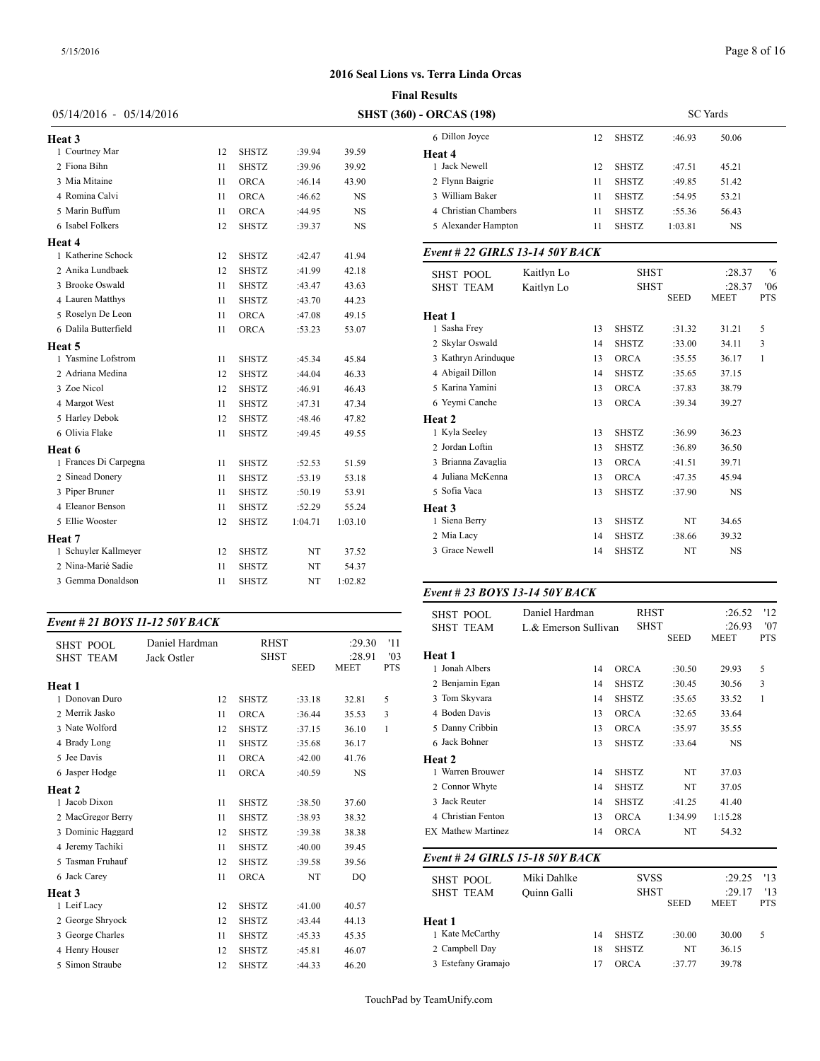## 2016 Seal Lions vs. Terra Linda Orcas

### Final Results

05/14/2016 - 05/14/2016 **SHST (360) - ORCAS (198)** SC Yards

| Name | Age | Team | Seed | Finals | Pts |
|---|---|---|---|---|---|
| **Heat 3** | | | | | |
| 1 Courtney Mar | 12 | SHSTZ | :39.94 | 39.59 | |
| 2 Fiona Bihn | 11 | SHSTZ | :39.96 | 39.92 | |
| 3 Mia Mitaine | 11 | ORCA | :46.14 | 43.90 | |
| 4 Romina Calvi | 11 | ORCA | :46.62 | NS | |
| 5 Marin Buffum | 11 | ORCA | :44.95 | NS | |
| 6 Isabel Folkers | 12 | SHSTZ | :39.37 | NS | |
| **Heat 4** | | | | | |
| 1 Katherine Schock | 12 | SHSTZ | :42.47 | 41.94 | |
| 2 Anika Lundbaek | 12 | SHSTZ | :41.99 | 42.18 | |
| 3 Brooke Oswald | 11 | SHSTZ | :43.47 | 43.63 | |
| 4 Lauren Matthys | 11 | SHSTZ | :43.70 | 44.23 | |
| 5 Roselyn De Leon | 11 | ORCA | :47.08 | 49.15 | |
| 6 Dalila Butterfield | 11 | ORCA | :53.23 | 53.07 | |
| **Heat 5** | | | | | |
| 1 Yasmine Lofstrom | 11 | SHSTZ | :45.34 | 45.84 | |
| 2 Adriana Medina | 12 | SHSTZ | :44.04 | 46.33 | |
| 3 Zoe Nicol | 12 | SHSTZ | :46.91 | 46.43 | |
| 4 Margot West | 11 | SHSTZ | :47.31 | 47.34 | |
| 5 Harley Debok | 12 | SHSTZ | :48.46 | 47.82 | |
| 6 Olivia Flake | 11 | SHSTZ | :49.45 | 49.55 | |
| **Heat 6** | | | | | |
| 1 Frances Di Carpegna | 11 | SHSTZ | :52.53 | 51.59 | |
| 2 Sinead Donery | 11 | SHSTZ | :53.19 | 53.18 | |
| 3 Piper Bruner | 11 | SHSTZ | :50.19 | 53.91 | |
| 4 Eleanor Benson | 11 | SHSTZ | :52.29 | 55.24 | |
| 5 Ellie Wooster | 12 | SHSTZ | 1:04.71 | 1:03.10 | |
| **Heat 7** | | | | | |
| 1 Schuyler Kallmeyer | 12 | SHSTZ | NT | 37.52 | |
| 2 Nina-Marié Sadie | 11 | SHSTZ | NT | 54.37 | |
| 3 Gemma Donaldson | 11 | SHSTZ | NT | 1:02.82 | |

### Event # 21 BOYS 11-12 50Y BACK

| | | | | | |
|---|---|---|---|---|---|
| SHST POOL | Daniel Hardman | | RHST | :29.30 | '11 |
| SHST TEAM | Jack Ostler | | SHST | :28.91 | '03 |
| | | | SEED | MEET | PTS |
| **Heat 1** | | | | | |
| 1 Donovan Duro | 12 | SHSTZ | :33.18 | 32.81 | 5 |
| 2 Merrik Jasko | 11 | ORCA | :36.44 | 35.53 | 3 |
| 3 Nate Wolford | 12 | SHSTZ | :37.15 | 36.10 | 1 |
| 4 Brady Long | 11 | SHSTZ | :35.68 | 36.17 | |
| 5 Jee Davis | 11 | ORCA | :42.00 | 41.76 | |
| 6 Jasper Hodge | 11 | ORCA | :40.59 | NS | |
| **Heat 2** | | | | | |
| 1 Jacob Dixon | 11 | SHSTZ | :38.50 | 37.60 | |
| 2 MacGregor Berry | 11 | SHSTZ | :38.93 | 38.32 | |
| 3 Dominic Haggard | 12 | SHSTZ | :39.38 | 38.38 | |
| 4 Jeremy Tachiki | 11 | SHSTZ | :40.00 | 39.45 | |
| 5 Tasman Fruhauf | 12 | SHSTZ | :39.58 | 39.56 | |
| 6 Jack Carey | 11 | ORCA | NT | DQ | |
| **Heat 3** | | | | | |
| 1 Leif Lacy | 12 | SHSTZ | :41.00 | 40.57 | |
| 2 George Shryock | 12 | SHSTZ | :43.44 | 44.13 | |
| 3 George Charles | 11 | SHSTZ | :45.33 | 45.35 | |
| 4 Henry Houser | 12 | SHSTZ | :45.81 | 46.07 | |
| 5 Simon Straube | 12 | SHSTZ | :44.33 | 46.20 | |
| 6 Dillon Joyce | 12 | SHSTZ | :46.93 | 50.06 | |
| **Heat 4** | | | | | |
| 1 Jack Newell | 12 | SHSTZ | :47.51 | 45.21 | |
| 2 Flynn Baigrie | 11 | SHSTZ | :49.85 | 51.42 | |
| 3 William Baker | 11 | SHSTZ | :54.95 | 53.21 | |
| 4 Christian Chambers | 11 | SHSTZ | :55.36 | 56.43 | |
| 5 Alexander Hampton | 11 | SHSTZ | 1:03.81 | NS | |

### Event # 22 GIRLS 13-14 50Y BACK

| | | | | | |
|---|---|---|---|---|---|
| SHST POOL | Kaitlyn Lo | | SHST | :28.37 | '6 |
| SHST TEAM | Kaitlyn Lo | | SHST | :28.37 | '06 |
| | | | SEED | MEET | PTS |
| **Heat 1** | | | | | |
| 1 Sasha Frey | 13 | SHSTZ | :31.32 | 31.21 | 5 |
| 2 Skylar Oswald | 14 | SHSTZ | :33.00 | 34.11 | 3 |
| 3 Kathryn Arinduque | 13 | ORCA | :35.55 | 36.17 | 1 |
| 4 Abigail Dillon | 14 | SHSTZ | :35.65 | 37.15 | |
| 5 Karina Yamini | 13 | ORCA | :37.83 | 38.79 | |
| 6 Yeymi Canche | 13 | ORCA | :39.34 | 39.27 | |
| **Heat 2** | | | | | |
| 1 Kyla Seeley | 13 | SHSTZ | :36.99 | 36.23 | |
| 2 Jordan Loftin | 13 | SHSTZ | :36.89 | 36.50 | |
| 3 Brianna Zavaglia | 13 | ORCA | :41.51 | 39.71 | |
| 4 Juliana McKenna | 13 | ORCA | :47.35 | 45.94 | |
| 5 Sofia Vaca | 13 | SHSTZ | :37.90 | NS | |
| **Heat 3** | | | | | |
| 1 Siena Berry | 13 | SHSTZ | NT | 34.65 | |
| 2 Mia Lacy | 14 | SHSTZ | :38.66 | 39.32 | |
| 3 Grace Newell | 14 | SHSTZ | NT | NS | |

### Event # 23 BOYS 13-14 50Y BACK

| | | | | | |
|---|---|---|---|---|---|
| SHST POOL | Daniel Hardman | | RHST | :26.52 | '12 |
| SHST TEAM | L.& Emerson Sullivan | | SHST | :26.93 | '07 |
| | | | SEED | MEET | PTS |
| **Heat 1** | | | | | |
| 1 Jonah Albers | 14 | ORCA | :30.50 | 29.93 | 5 |
| 2 Benjamin Egan | 14 | SHSTZ | :30.45 | 30.56 | 3 |
| 3 Tom Skyvara | 14 | SHSTZ | :35.65 | 33.52 | 1 |
| 4 Boden Davis | 13 | ORCA | :32.65 | 33.64 | |
| 5 Danny Cribbin | 13 | ORCA | :35.97 | 35.55 | |
| 6 Jack Bohner | 13 | SHSTZ | :33.64 | NS | |
| **Heat 2** | | | | | |
| 1 Warren Brouwer | 14 | SHSTZ | NT | 37.03 | |
| 2 Connor Whyte | 14 | SHSTZ | NT | 37.05 | |
| 3 Jack Reuter | 14 | SHSTZ | :41.25 | 41.40 | |
| 4 Christian Fenton | 13 | ORCA | 1:34.99 | 1:15.28 | |
| EX Mathew Martinez | 14 | ORCA | NT | 54.32 | |

### Event # 24 GIRLS 15-18 50Y BACK

| | | | | | |
|---|---|---|---|---|---|
| SHST POOL | Miki Dahlke | | SVSS | :29.25 | '13 |
| SHST TEAM | Quinn Galli | | SHST | :29.17 | '13 |
| | | | SEED | MEET | PTS |
| **Heat 1** | | | | | |
| 1 Kate McCarthy | 14 | SHSTZ | :30.00 | 30.00 | 5 |
| 2 Campbell Day | 18 | SHSTZ | NT | 36.15 | |
| 3 Estefany Gramajo | 17 | ORCA | :37.77 | 39.78 | |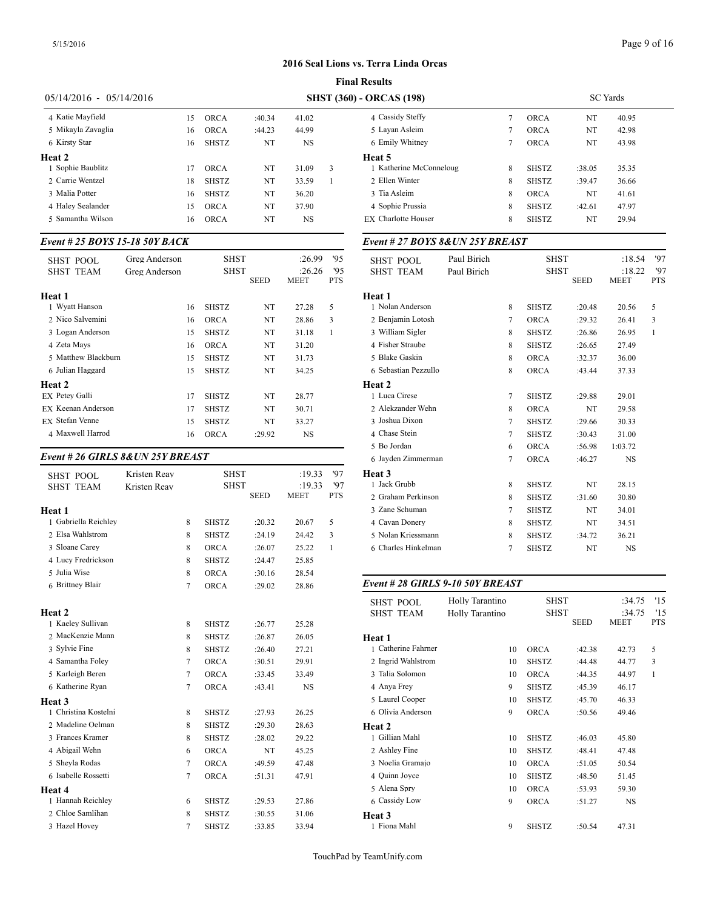## 2016 Seal Lions vs. Terra Linda Orcas

### Final Results

05/14/2016 - 05/14/2016 **SHST (360) - ORCAS (198)** SC Yards

| Name | Age | Team | Seed | Meet | Pts |
|---|---|---|---|---|---|
| 4 Katie Mayfield | 15 | ORCA | :40.34 | 41.02 | |
| 5 Mikayla Zavaglia | 16 | ORCA | :44.23 | 44.99 | |
| 6 Kirsty Star | 16 | SHSTZ | NT | NS | |
| **Heat 2** | | | | | |
| 1 Sophie Baublitz | 17 | ORCA | NT | 31.09 | 3 |
| 2 Carrie Wentzel | 18 | SHSTZ | NT | 33.59 | 1 |
| 3 Malia Potter | 16 | SHSTZ | NT | 36.20 | |
| 4 Haley Sealander | 15 | ORCA | NT | 37.90 | |
| 5 Samantha Wilson | 16 | ORCA | NT | NS | |

### *Event # 25 BOYS 15-18 50Y BACK*

| | | | | | |
|---|---|---|---|---|---|
| SHST POOL | Greg Anderson | SHST | | :26.99 | '95 |
| SHST TEAM | Greg Anderson | SHST | | :26.26 | '95 |
| | | | SEED | MEET | PTS |
| **Heat 1** | | | | | |
| 1 Wyatt Hanson | 16 | SHSTZ | NT | 27.28 | 5 |
| 2 Nico Salvemini | 16 | ORCA | NT | 28.86 | 3 |
| 3 Logan Anderson | 15 | SHSTZ | NT | 31.18 | 1 |
| 4 Zeta Mays | 16 | ORCA | NT | 31.20 | |
| 5 Matthew Blackburn | 15 | SHSTZ | NT | 31.73 | |
| 6 Julian Haggard | 15 | SHSTZ | NT | 34.25 | |
| **Heat 2** | | | | | |
| EX Petey Galli | 17 | SHSTZ | NT | 28.77 | |
| EX Keenan Anderson | 17 | SHSTZ | NT | 30.71 | |
| EX Stefan Venne | 15 | SHSTZ | NT | 33.27 | |
| 4 Maxwell Harrod | 16 | ORCA | :29.92 | NS | |

### *Event # 26 GIRLS 8&UN 25Y BREAST*

| | | | | | |
|---|---|---|---|---|---|
| SHST POOL | Kristen Reay | SHST | | :19.33 | '97 |
| SHST TEAM | Kristen Reay | SHST | | :19.33 | '97 |
| | | | SEED | MEET | PTS |
| **Heat 1** | | | | | |
| 1 Gabriella Reichley | 8 | SHSTZ | :20.32 | 20.67 | 5 |
| 2 Elsa Wahlstrom | 8 | SHSTZ | :24.19 | 24.42 | 3 |
| 3 Sloane Carey | 8 | ORCA | :26.07 | 25.22 | 1 |
| 4 Lucy Fredrickson | 8 | SHSTZ | :24.47 | 25.85 | |
| 5 Julia Wise | 8 | ORCA | :30.16 | 28.54 | |
| 6 Brittney Blair | 7 | ORCA | :29.02 | 28.86 | |
| **Heat 2** | | | | | |
| 1 Kaeley Sullivan | 8 | SHSTZ | :26.77 | 25.28 | |
| 2 MacKenzie Mann | 8 | SHSTZ | :26.87 | 26.05 | |
| 3 Sylvie Fine | 8 | SHSTZ | :26.40 | 27.21 | |
| 4 Samantha Foley | 7 | ORCA | :30.51 | 29.91 | |
| 5 Karleigh Beren | 7 | ORCA | :33.45 | 33.49 | |
| 6 Katherine Ryan | 7 | ORCA | :43.41 | NS | |
| **Heat 3** | | | | | |
| 1 Christina Kostelni | 8 | SHSTZ | :27.93 | 26.25 | |
| 2 Madeline Oelman | 8 | SHSTZ | :29.30 | 28.63 | |
| 3 Frances Kramer | 8 | SHSTZ | :28.02 | 29.22 | |
| 4 Abigail Wehn | 6 | ORCA | NT | 45.25 | |
| 5 Sheyla Rodas | 7 | ORCA | :49.59 | 47.48 | |
| 6 Isabelle Rossetti | 7 | ORCA | :51.31 | 47.91 | |
| **Heat 4** | | | | | |
| 1 Hannah Reichley | 6 | SHSTZ | :29.53 | 27.86 | |
| 2 Chloe Samlihan | 8 | SHSTZ | :30.55 | 31.06 | |
| 3 Hazel Hovey | 7 | SHSTZ | :33.85 | 33.94 | |
| 4 Cassidy Steffy | 7 | ORCA | NT | 40.95 | |
| 5 Layan Asleim | 7 | ORCA | NT | 42.98 | |
| 6 Emily Whitney | 7 | ORCA | NT | 43.98 | |
| **Heat 5** | | | | | |
| 1 Katherine McConneloug | 8 | SHSTZ | :38.05 | 35.35 | |
| 2 Ellen Winter | 8 | SHSTZ | :39.47 | 36.66 | |
| 3 Tia Asleim | 8 | ORCA | NT | 41.61 | |
| 4 Sophie Prussia | 8 | SHSTZ | :42.61 | 47.97 | |
| EX Charlotte Houser | 8 | SHSTZ | NT | 29.94 | |

### *Event # 27 BOYS 8&UN 25Y BREAST*

| | | | | | |
|---|---|---|---|---|---|
| SHST POOL | Paul Birich | SHST | | :18.54 | '97 |
| SHST TEAM | Paul Birich | SHST | | :18.22 | '97 |
| | | | SEED | MEET | PTS |
| **Heat 1** | | | | | |
| 1 Nolan Anderson | 8 | SHSTZ | :20.48 | 20.56 | 5 |
| 2 Benjamin Lotosh | 7 | ORCA | :29.32 | 26.41 | 3 |
| 3 William Sigler | 8 | SHSTZ | :26.86 | 26.95 | 1 |
| 4 Fisher Straube | 8 | SHSTZ | :26.65 | 27.49 | |
| 5 Blake Gaskin | 8 | ORCA | :32.37 | 36.00 | |
| 6 Sebastian Pezzullo | 8 | ORCA | :43.44 | 37.33 | |
| **Heat 2** | | | | | |
| 1 Luca Cirese | 7 | SHSTZ | :29.88 | 29.01 | |
| 2 Alekzander Wehn | 8 | ORCA | NT | 29.58 | |
| 3 Joshua Dixon | 7 | SHSTZ | :29.66 | 30.33 | |
| 4 Chase Stein | 7 | SHSTZ | :30.43 | 31.00 | |
| 5 Bo Jordan | 6 | ORCA | :56.98 | 1:03.72 | |
| 6 Jayden Zimmerman | 7 | ORCA | :46.27 | NS | |
| **Heat 3** | | | | | |
| 1 Jack Grubb | 8 | SHSTZ | NT | 28.15 | |
| 2 Graham Perkinson | 8 | SHSTZ | :31.60 | 30.80 | |
| 3 Zane Schuman | 7 | SHSTZ | NT | 34.01 | |
| 4 Cavan Donery | 8 | SHSTZ | NT | 34.51 | |
| 5 Nolan Kriessmann | 8 | SHSTZ | :34.72 | 36.21 | |
| 6 Charles Hinkelman | 7 | SHSTZ | NT | NS | |

### *Event # 28 GIRLS 9-10 50Y BREAST*

| | | | | | |
|---|---|---|---|---|---|
| SHST POOL | Holly Tarantino | SHST | | :34.75 | '15 |
| SHST TEAM | Holly Tarantino | SHST | | :34.75 | '15 |
| | | | SEED | MEET | PTS |
| **Heat 1** | | | | | |
| 1 Catherine Fahrner | 10 | ORCA | :42.38 | 42.73 | 5 |
| 2 Ingrid Wahlstrom | 10 | SHSTZ | :44.48 | 44.77 | 3 |
| 3 Talia Solomon | 10 | ORCA | :44.35 | 44.97 | 1 |
| 4 Anya Frey | 9 | SHSTZ | :45.39 | 46.17 | |
| 5 Laurel Cooper | 10 | SHSTZ | :45.70 | 46.33 | |
| 6 Olivia Anderson | 9 | ORCA | :50.56 | 49.46 | |
| **Heat 2** | | | | | |
| 1 Gillian Mahl | 10 | SHSTZ | :46.03 | 45.80 | |
| 2 Ashley Fine | 10 | SHSTZ | :48.41 | 47.48 | |
| 3 Noelia Gramajo | 10 | ORCA | :51.05 | 50.54 | |
| 4 Quinn Joyce | 10 | SHSTZ | :48.50 | 51.45 | |
| 5 Alena Spry | 10 | ORCA | :53.93 | 59.30 | |
| 6 Cassidy Low | 9 | ORCA | :51.27 | NS | |
| **Heat 3** | | | | | |
| 1 Fiona Mahl | 9 | SHSTZ | :50.54 | 47.31 | |

TouchPad by TeamUnify.com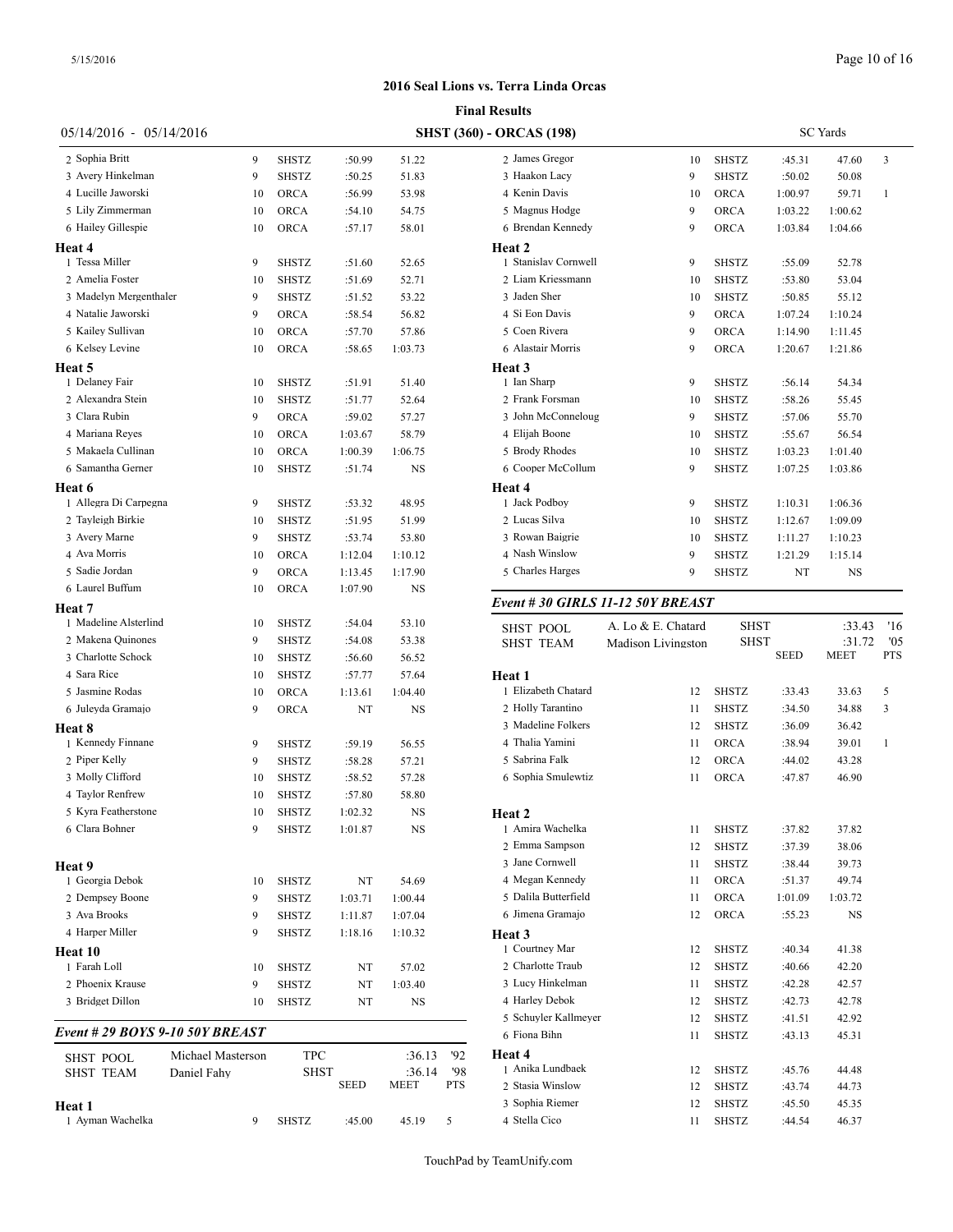## 2016 Seal Lions vs. Terra Linda Orcas

### Final Results

05/14/2016 - 05/14/2016 **SHST (360) - ORCAS (198)** SC Yards

| Name | Age | Team | Seed | Meet | Pts |
|---|---|---|---|---|---|
| 2 Sophia Britt | 9 | SHSTZ | :50.99 | 51.22 | |
| 3 Avery Hinkelman | 9 | SHSTZ | :50.25 | 51.83 | |
| 4 Lucille Jaworski | 10 | ORCA | :56.99 | 53.98 | |
| 5 Lily Zimmerman | 10 | ORCA | :54.10 | 54.75 | |
| 6 Hailey Gillespie | 10 | ORCA | :57.17 | 58.01 | |
| **Heat 4** | | | | | |
| 1 Tessa Miller | 9 | SHSTZ | :51.60 | 52.65 | |
| 2 Amelia Foster | 10 | SHSTZ | :51.69 | 52.71 | |
| 3 Madelyn Mergenthaler | 9 | SHSTZ | :51.52 | 53.22 | |
| 4 Natalie Jaworski | 9 | ORCA | :58.54 | 56.82 | |
| 5 Kailey Sullivan | 10 | ORCA | :57.70 | 57.86 | |
| 6 Kelsey Levine | 10 | ORCA | :58.65 | 1:03.73 | |
| **Heat 5** | | | | | |
| 1 Delaney Fair | 10 | SHSTZ | :51.91 | 51.40 | |
| 2 Alexandra Stein | 10 | SHSTZ | :51.77 | 52.64 | |
| 3 Clara Rubin | 9 | ORCA | :59.02 | 57.27 | |
| 4 Mariana Reyes | 10 | ORCA | 1:03.67 | 58.79 | |
| 5 Makaela Cullinan | 10 | ORCA | 1:00.39 | 1:06.75 | |
| 6 Samantha Gerner | 10 | SHSTZ | :51.74 | NS | |
| **Heat 6** | | | | | |
| 1 Allegra Di Carpegna | 9 | SHSTZ | :53.32 | 48.95 | |
| 2 Tayleigh Birkie | 10 | SHSTZ | :51.95 | 51.99 | |
| 3 Avery Marne | 9 | SHSTZ | :53.74 | 53.80 | |
| 4 Ava Morris | 10 | ORCA | 1:12.04 | 1:10.12 | |
| 5 Sadie Jordan | 9 | ORCA | 1:13.45 | 1:17.90 | |
| 6 Laurel Buffum | 10 | ORCA | 1:07.90 | NS | |
| **Heat 7** | | | | | |
| 1 Madeline Alsterlind | 10 | SHSTZ | :54.04 | 53.10 | |
| 2 Makena Quinones | 9 | SHSTZ | :54.08 | 53.38 | |
| 3 Charlotte Schock | 10 | SHSTZ | :56.60 | 56.52 | |
| 4 Sara Rice | 10 | SHSTZ | :57.77 | 57.64 | |
| 5 Jasmine Rodas | 10 | ORCA | 1:13.61 | 1:04.40 | |
| 6 Juleyda Gramajo | 9 | ORCA | NT | NS | |
| **Heat 8** | | | | | |
| 1 Kennedy Finnane | 9 | SHSTZ | :59.19 | 56.55 | |
| 2 Piper Kelly | 9 | SHSTZ | :58.28 | 57.21 | |
| 3 Molly Clifford | 10 | SHSTZ | :58.52 | 57.28 | |
| 4 Taylor Renfrew | 10 | SHSTZ | :57.80 | 58.80 | |
| 5 Kyra Featherstone | 10 | SHSTZ | 1:02.32 | NS | |
| 6 Clara Bohner | 9 | SHSTZ | 1:01.87 | NS | |
| **Heat 9** | | | | | |
| 1 Georgia Debok | 10 | SHSTZ | NT | 54.69 | |
| 2 Dempsey Boone | 9 | SHSTZ | 1:03.71 | 1:00.44 | |
| 3 Ava Brooks | 9 | SHSTZ | 1:11.87 | 1:07.04 | |
| 4 Harper Miller | 9 | SHSTZ | 1:18.16 | 1:10.32 | |
| **Heat 10** | | | | | |
| 1 Farah Loll | 10 | SHSTZ | NT | 57.02 | |
| 2 Phoenix Krause | 9 | SHSTZ | NT | 1:03.40 | |
| 3 Bridget Dillon | 10 | SHSTZ | NT | NS | |

### *Event # 29 BOYS 9-10 50Y BREAST*

| | | | | |
|---|---|---|---|---|
| SHST POOL | Michael Masterson | TPC | :36.13 | '92 |
| SHST TEAM | Daniel Fahy | SHST | :36.14 | '98 |

| Name | Age | Team | Seed | Meet | Pts |
|---|---|---|---|---|---|
| **Heat 1** | | | | | |
| 1 Ayman Wachelka | 9 | SHSTZ | :45.00 | 45.19 | 5 |
| 2 James Gregor | 10 | SHSTZ | :45.31 | 47.60 | 3 |
| 3 Haakon Lacy | 9 | SHSTZ | :50.02 | 50.08 | |
| 4 Kenin Davis | 10 | ORCA | 1:00.97 | 59.71 | 1 |
| 5 Magnus Hodge | 9 | ORCA | 1:03.22 | 1:00.62 | |
| 6 Brendan Kennedy | 9 | ORCA | 1:03.84 | 1:04.66 | |
| **Heat 2** | | | | | |
| 1 Stanislav Cornwell | 9 | SHSTZ | :55.09 | 52.78 | |
| 2 Liam Kriessmann | 10 | SHSTZ | :53.80 | 53.04 | |
| 3 Jaden Sher | 10 | SHSTZ | :50.85 | 55.12 | |
| 4 Si Eon Davis | 9 | ORCA | 1:07.24 | 1:10.24 | |
| 5 Coen Rivera | 9 | ORCA | 1:14.90 | 1:11.45 | |
| 6 Alastair Morris | 9 | ORCA | 1:20.67 | 1:21.86 | |
| **Heat 3** | | | | | |
| 1 Ian Sharp | 9 | SHSTZ | :56.14 | 54.34 | |
| 2 Frank Forsman | 10 | SHSTZ | :58.26 | 55.45 | |
| 3 John McConneloug | 9 | SHSTZ | :57.06 | 55.70 | |
| 4 Elijah Boone | 10 | SHSTZ | :55.67 | 56.54 | |
| 5 Brody Rhodes | 10 | SHSTZ | 1:03.23 | 1:01.40 | |
| 6 Cooper McCollum | 9 | SHSTZ | 1:07.25 | 1:03.86 | |
| **Heat 4** | | | | | |
| 1 Jack Podboy | 9 | SHSTZ | 1:10.31 | 1:06.36 | |
| 2 Lucas Silva | 10 | SHSTZ | 1:12.67 | 1:09.09 | |
| 3 Rowan Baigrie | 10 | SHSTZ | 1:11.27 | 1:10.23 | |
| 4 Nash Winslow | 9 | SHSTZ | 1:21.29 | 1:15.14 | |
| 5 Charles Harges | 9 | SHSTZ | NT | NS | |

### *Event # 30 GIRLS 11-12 50Y BREAST*

| | | | | |
|---|---|---|---|---|
| SHST POOL | A. Lo & E. Chatard | SHST | :33.43 | '16 |
| SHST TEAM | Madison Livingston | SHST | :31.72 | '05 |

| Name | Age | Team | Seed | Meet | Pts |
|---|---|---|---|---|---|
| **Heat 1** | | | | | |
| 1 Elizabeth Chatard | 12 | SHSTZ | :33.43 | 33.63 | 5 |
| 2 Holly Tarantino | 11 | SHSTZ | :34.50 | 34.88 | 3 |
| 3 Madeline Folkers | 12 | SHSTZ | :36.09 | 36.42 | |
| 4 Thalia Yamini | 11 | ORCA | :38.94 | 39.01 | 1 |
| 5 Sabrina Falk | 12 | ORCA | :44.02 | 43.28 | |
| 6 Sophia Smulewtiz | 11 | ORCA | :47.87 | 46.90 | |
| **Heat 2** | | | | | |
| 1 Amira Wachelka | 11 | SHSTZ | :37.82 | 37.82 | |
| 2 Emma Sampson | 12 | SHSTZ | :37.39 | 38.06 | |
| 3 Jane Cornwell | 11 | SHSTZ | :38.44 | 39.73 | |
| 4 Megan Kennedy | 11 | ORCA | :51.37 | 49.74 | |
| 5 Dalila Butterfield | 11 | ORCA | 1:01.09 | 1:03.72 | |
| 6 Jimena Gramajo | 12 | ORCA | :55.23 | NS | |
| **Heat 3** | | | | | |
| 1 Courtney Mar | 12 | SHSTZ | :40.34 | 41.38 | |
| 2 Charlotte Traub | 12 | SHSTZ | :40.66 | 42.20 | |
| 3 Lucy Hinkelman | 11 | SHSTZ | :42.28 | 42.57 | |
| 4 Harley Debok | 12 | SHSTZ | :42.73 | 42.78 | |
| 5 Schuyler Kallmeyer | 12 | SHSTZ | :41.51 | 42.92 | |
| 6 Fiona Bihn | 11 | SHSTZ | :43.13 | 45.31 | |
| **Heat 4** | | | | | |
| 1 Anika Lundbaek | 12 | SHSTZ | :45.76 | 44.48 | |
| 2 Stasia Winslow | 12 | SHSTZ | :43.74 | 44.73 | |
| 3 Sophia Riemer | 12 | SHSTZ | :45.50 | 45.35 | |
| 4 Stella Cico | 11 | SHSTZ | :44.54 | 46.37 | |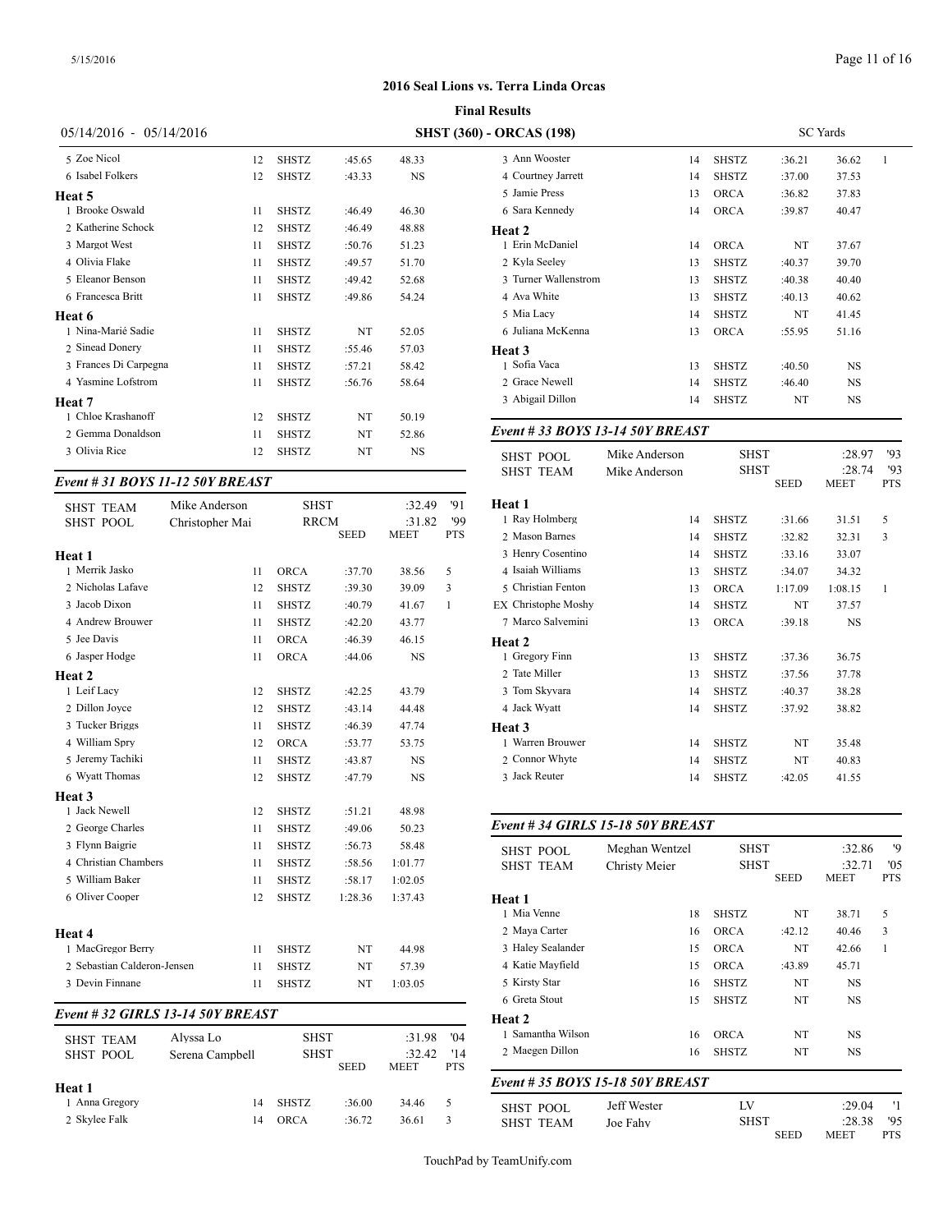## 2016 Seal Lions vs. Terra Linda Orcas

**Final Results**

05/14/2016 - 05/14/2016 — **SHST (360) - ORCAS (198)** — SC Yards

| Place | Name | Age | Team | Seed | Meet | Pts |
|---|---|---|---|---|---|---|
| 5 | Zoe Nicol | 12 | SHSTZ | :45.65 | 48.33 | |
| 6 | Isabel Folkers | 12 | SHSTZ | :43.33 | NS | |
| **Heat 5** | | | | | | |
| 1 | Brooke Oswald | 11 | SHSTZ | :46.49 | 46.30 | |
| 2 | Katherine Schock | 12 | SHSTZ | :46.49 | 48.88 | |
| 3 | Margot West | 11 | SHSTZ | :50.76 | 51.23 | |
| 4 | Olivia Flake | 11 | SHSTZ | :49.57 | 51.70 | |
| 5 | Eleanor Benson | 11 | SHSTZ | :49.42 | 52.68 | |
| 6 | Francesca Britt | 11 | SHSTZ | :49.86 | 54.24 | |
| **Heat 6** | | | | | | |
| 1 | Nina-Marié Sadie | 11 | SHSTZ | NT | 52.05 | |
| 2 | Sinead Donery | 11 | SHSTZ | :55.46 | 57.03 | |
| 3 | Frances Di Carpegna | 11 | SHSTZ | :57.21 | 58.42 | |
| 4 | Yasmine Lofstrom | 11 | SHSTZ | :56.76 | 58.64 | |
| **Heat 7** | | | | | | |
| 1 | Chloe Krashanoff | 12 | SHSTZ | NT | 50.19 | |
| 2 | Gemma Donaldson | 11 | SHSTZ | NT | 52.86 | |
| 3 | Olivia Rice | 12 | SHSTZ | NT | NS | |

### Event # 31 BOYS 11-12 50Y BREAST

| | | | | |
|---|---|---|---|---|
| SHST TEAM | Mike Anderson | SHST | :32.49 | '91 |
| SHST POOL | Christopher Mai | RRCM | :31.82 | '99 |

| Place | Name | Age | Team | Seed | Meet | Pts |
|---|---|---|---|---|---|---|
| **Heat 1** | | | | | | |
| 1 | Merrik Jasko | 11 | ORCA | :37.70 | 38.56 | 5 |
| 2 | Nicholas Lafave | 12 | SHSTZ | :39.30 | 39.09 | 3 |
| 3 | Jacob Dixon | 11 | SHSTZ | :40.79 | 41.67 | 1 |
| 4 | Andrew Brouwer | 11 | SHSTZ | :42.20 | 43.77 | |
| 5 | Jee Davis | 11 | ORCA | :46.39 | 46.15 | |
| 6 | Jasper Hodge | 11 | ORCA | :44.06 | NS | |
| **Heat 2** | | | | | | |
| 1 | Leif Lacy | 12 | SHSTZ | :42.25 | 43.79 | |
| 2 | Dillon Joyce | 12 | SHSTZ | :43.14 | 44.48 | |
| 3 | Tucker Briggs | 11 | SHSTZ | :46.39 | 47.74 | |
| 4 | William Spry | 12 | ORCA | :53.77 | 53.75 | |
| 5 | Jeremy Tachiki | 11 | SHSTZ | :43.87 | NS | |
| 6 | Wyatt Thomas | 12 | SHSTZ | :47.79 | NS | |
| **Heat 3** | | | | | | |
| 1 | Jack Newell | 12 | SHSTZ | :51.21 | 48.98 | |
| 2 | George Charles | 11 | SHSTZ | :49.06 | 50.23 | |
| 3 | Flynn Baigrie | 11 | SHSTZ | :56.73 | 58.48 | |
| 4 | Christian Chambers | 11 | SHSTZ | :58.56 | 1:01.77 | |
| 5 | William Baker | 11 | SHSTZ | :58.17 | 1:02.05 | |
| 6 | Oliver Cooper | 12 | SHSTZ | 1:28.36 | 1:37.43 | |
| **Heat 4** | | | | | | |
| 1 | MacGregor Berry | 11 | SHSTZ | NT | 44.98 | |
| 2 | Sebastian Calderon-Jensen | 11 | SHSTZ | NT | 57.39 | |
| 3 | Devin Finnane | 11 | SHSTZ | NT | 1:03.05 | |

### Event # 32 GIRLS 13-14 50Y BREAST

| | | | | |
|---|---|---|---|---|
| SHST TEAM | Alyssa Lo | SHST | :31.98 | '04 |
| SHST POOL | Serena Campbell | SHST | :32.42 | '14 |

| Place | Name | Age | Team | Seed | Meet | Pts |
|---|---|---|---|---|---|---|
| **Heat 1** | | | | | | |
| 1 | Anna Gregory | 14 | SHSTZ | :36.00 | 34.46 | 5 |
| 2 | Skylee Falk | 14 | ORCA | :36.72 | 36.61 | 3 |
| 3 | Ann Wooster | 14 | SHSTZ | :36.21 | 36.62 | 1 |
| 4 | Courtney Jarrett | 14 | SHSTZ | :37.00 | 37.53 | |
| 5 | Jamie Press | 13 | ORCA | :36.82 | 37.83 | |
| 6 | Sara Kennedy | 14 | ORCA | :39.87 | 40.47 | |
| **Heat 2** | | | | | | |
| 1 | Erin McDaniel | 14 | ORCA | NT | 37.67 | |
| 2 | Kyla Seeley | 13 | SHSTZ | :40.37 | 39.70 | |
| 3 | Turner Wallenstrom | 13 | SHSTZ | :40.38 | 40.40 | |
| 4 | Ava White | 13 | SHSTZ | :40.13 | 40.62 | |
| 5 | Mia Lacy | 14 | SHSTZ | NT | 41.45 | |
| 6 | Juliana McKenna | 13 | ORCA | :55.95 | 51.16 | |
| **Heat 3** | | | | | | |
| 1 | Sofia Vaca | 13 | SHSTZ | :40.50 | NS | |
| 2 | Grace Newell | 14 | SHSTZ | :46.40 | NS | |
| 3 | Abigail Dillon | 14 | SHSTZ | NT | NS | |

### Event # 33 BOYS 13-14 50Y BREAST

| | | | | |
|---|---|---|---|---|
| SHST POOL | Mike Anderson | SHST | :28.97 | '93 |
| SHST TEAM | Mike Anderson | SHST | :28.74 | '93 |

| Place | Name | Age | Team | Seed | Meet | Pts |
|---|---|---|---|---|---|---|
| **Heat 1** | | | | | | |
| 1 | Ray Holmberg | 14 | SHSTZ | :31.66 | 31.51 | 5 |
| 2 | Mason Barnes | 14 | SHSTZ | :32.82 | 32.31 | 3 |
| 3 | Henry Cosentino | 14 | SHSTZ | :33.16 | 33.07 | |
| 4 | Isaiah Williams | 13 | SHSTZ | :34.07 | 34.32 | |
| 5 | Christian Fenton | 13 | ORCA | 1:17.09 | 1:08.15 | 1 |
| EX | Christophe Moshy | 14 | SHSTZ | NT | 37.57 | |
| 7 | Marco Salvemini | 13 | ORCA | :39.18 | NS | |
| **Heat 2** | | | | | | |
| 1 | Gregory Finn | 13 | SHSTZ | :37.36 | 36.75 | |
| 2 | Tate Miller | 13 | SHSTZ | :37.56 | 37.78 | |
| 3 | Tom Skyvara | 14 | SHSTZ | :40.37 | 38.28 | |
| 4 | Jack Wyatt | 14 | SHSTZ | :37.92 | 38.82 | |
| **Heat 3** | | | | | | |
| 1 | Warren Brouwer | 14 | SHSTZ | NT | 35.48 | |
| 2 | Connor Whyte | 14 | SHSTZ | NT | 40.83 | |
| 3 | Jack Reuter | 14 | SHSTZ | :42.05 | 41.55 | |

### Event # 34 GIRLS 15-18 50Y BREAST

| | | | | |
|---|---|---|---|---|
| SHST POOL | Meghan Wentzel | SHST | :32.86 | '9 |
| SHST TEAM | Christy Meier | SHST | :32.71 | '05 |

| Place | Name | Age | Team | Seed | Meet | Pts |
|---|---|---|---|---|---|---|
| **Heat 1** | | | | | | |
| 1 | Mia Venne | 18 | SHSTZ | NT | 38.71 | 5 |
| 2 | Maya Carter | 16 | ORCA | :42.12 | 40.46 | 3 |
| 3 | Haley Sealander | 15 | ORCA | NT | 42.66 | 1 |
| 4 | Katie Mayfield | 15 | ORCA | :43.89 | 45.71 | |
| 5 | Kirsty Star | 16 | SHSTZ | NT | NS | |
| 6 | Greta Stout | 15 | SHSTZ | NT | NS | |
| **Heat 2** | | | | | | |
| 1 | Samantha Wilson | 16 | ORCA | NT | NS | |
| 2 | Maegen Dillon | 16 | SHSTZ | NT | NS | |

### Event # 35 BOYS 15-18 50Y BREAST

| | | | | |
|---|---|---|---|---|
| SHST POOL | Jeff Wester | LV | :29.04 | '1 |
| SHST TEAM | Joe Fahy | SHST | :28.38 | '95 |

| | | | | SEED | MEET | PTS |
|---|---|---|---|---|---|---|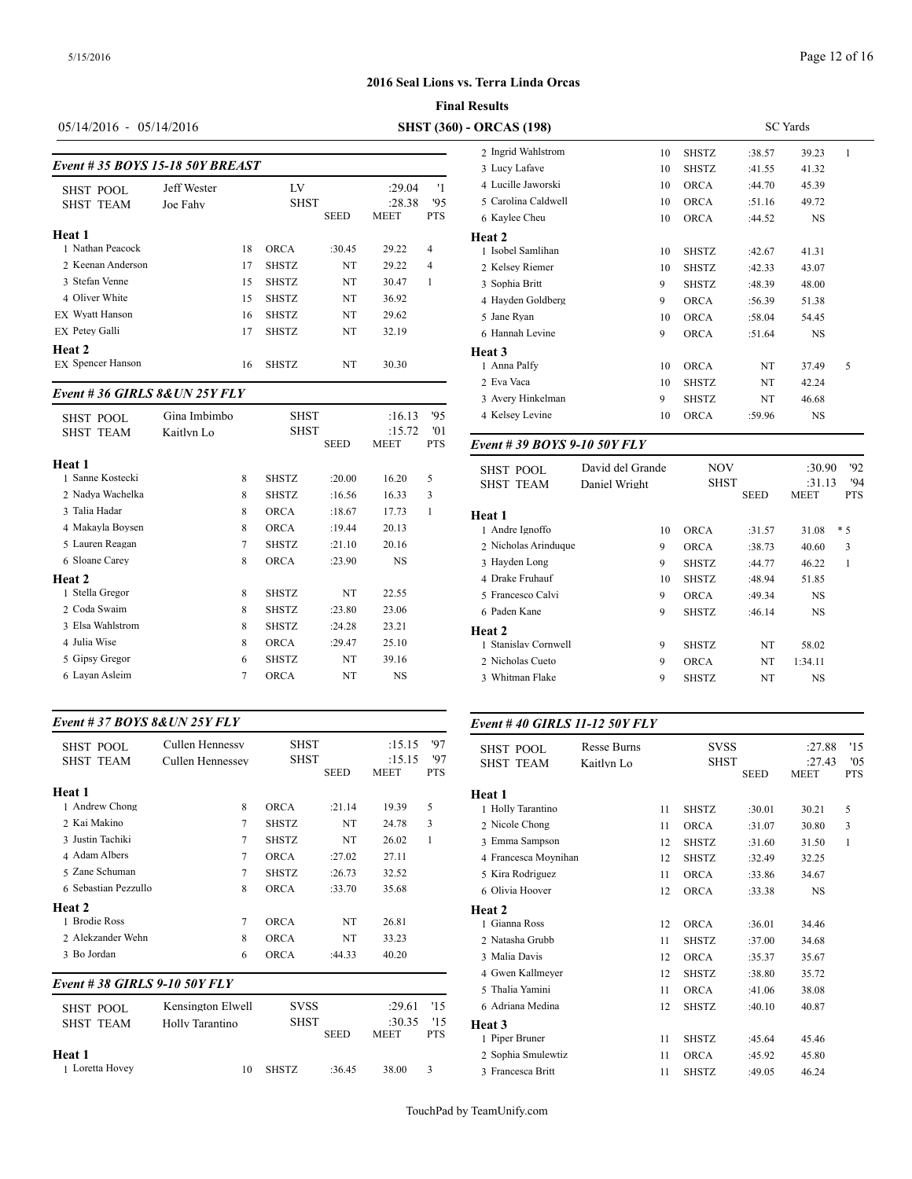## 2016 Seal Lions vs. Terra Linda Orcas

**Final Results**

05/14/2016 - 05/14/2016 **SHST (360) - ORCAS (198)** SC Yards

### Event # 35 BOYS 15-18 50Y BREAST

| | | | | | | |
|---|---|---|---|---|---|---|
| SHST POOL | Jeff Wester | | LV | | :29.04 | '1 |
| SHST TEAM | Joe Fahy | | SHST | | :28.38 | '95 |
| | | | | SEED | MEET | PTS |
| **Heat 1** | | | | | | |
| 1 Nathan Peacock | | 18 | ORCA | :30.45 | 29.22 | 4 |
| 2 Keenan Anderson | | 17 | SHSTZ | NT | 29.22 | 4 |
| 3 Stefan Venne | | 15 | SHSTZ | NT | 30.47 | 1 |
| 4 Oliver White | | 15 | SHSTZ | NT | 36.92 | |
| EX Wyatt Hanson | | 16 | SHSTZ | NT | 29.62 | |
| EX Petey Galli | | 17 | SHSTZ | NT | 32.19 | |
| **Heat 2** | | | | | | |
| EX Spencer Hanson | | 16 | SHSTZ | NT | 30.30 | |

### Event # 36 GIRLS 8&UN 25Y FLY

| | | | | | | |
|---|---|---|---|---|---|---|
| SHST POOL | Gina Imbimbo | | SHST | | :16.13 | '95 |
| SHST TEAM | Kaitlyn Lo | | SHST | | :15.72 | '01 |
| | | | | SEED | MEET | PTS |
| **Heat 1** | | | | | | |
| 1 Sanne Kostecki | | 8 | SHSTZ | :20.00 | 16.20 | 5 |
| 2 Nadya Wachelka | | 8 | SHSTZ | :16.56 | 16.33 | 3 |
| 3 Talia Hadar | | 8 | ORCA | :18.67 | 17.73 | 1 |
| 4 Makayla Boysen | | 8 | ORCA | :19.44 | 20.13 | |
| 5 Lauren Reagan | | 7 | SHSTZ | :21.10 | 20.16 | |
| 6 Sloane Carey | | 8 | ORCA | :23.90 | NS | |
| **Heat 2** | | | | | | |
| 1 Stella Gregor | | 8 | SHSTZ | NT | 22.55 | |
| 2 Coda Swaim | | 8 | SHSTZ | :23.80 | 23.06 | |
| 3 Elsa Wahlstrom | | 8 | SHSTZ | :24.28 | 23.21 | |
| 4 Julia Wise | | 8 | ORCA | :29.47 | 25.10 | |
| 5 Gipsy Gregor | | 6 | SHSTZ | NT | 39.16 | |
| 6 Layan Asleim | | 7 | ORCA | NT | NS | |

### Event # 37 BOYS 8&UN 25Y FLY

| | | | | | | |
|---|---|---|---|---|---|---|
| SHST POOL | Cullen Hennessy | | SHST | | :15.15 | '97 |
| SHST TEAM | Cullen Hennessey | | SHST | | :15.15 | '97 |
| | | | | SEED | MEET | PTS |
| **Heat 1** | | | | | | |
| 1 Andrew Chong | | 8 | ORCA | :21.14 | 19.39 | 5 |
| 2 Kai Makino | | 7 | SHSTZ | NT | 24.78 | 3 |
| 3 Justin Tachiki | | 7 | SHSTZ | NT | 26.02 | 1 |
| 4 Adam Albers | | 7 | ORCA | :27.02 | 27.11 | |
| 5 Zane Schuman | | 7 | SHSTZ | :26.73 | 32.52 | |
| 6 Sebastian Pezzullo | | 8 | ORCA | :33.70 | 35.68 | |
| **Heat 2** | | | | | | |
| 1 Brodie Ross | | 7 | ORCA | NT | 26.81 | |
| 2 Alekzander Wehn | | 8 | ORCA | NT | 33.23 | |
| 3 Bo Jordan | | 6 | ORCA | :44.33 | 40.20 | |

### Event # 38 GIRLS 9-10 50Y FLY

| | | | | | | |
|---|---|---|---|---|---|---|
| SHST POOL | Kensington Elwell | | SVSS | | :29.61 | '15 |
| SHST TEAM | Holly Tarantino | | SHST | | :30.35 | '15 |
| | | | | SEED | MEET | PTS |
| **Heat 1** | | | | | | |
| 1 Loretta Hovey | | 10 | SHSTZ | :36.45 | 38.00 | 3 |
| 2 Ingrid Wahlstrom | | 10 | SHSTZ | :38.57 | 39.23 | 1 |
| 3 Lucy Lafave | | 10 | SHSTZ | :41.55 | 41.32 | |
| 4 Lucille Jaworski | | 10 | ORCA | :44.70 | 45.39 | |
| 5 Carolina Caldwell | | 10 | ORCA | :51.16 | 49.72 | |
| 6 Kaylee Cheu | | 10 | ORCA | :44.52 | NS | |
| **Heat 2** | | | | | | |
| 1 Isobel Samlihan | | 10 | SHSTZ | :42.67 | 41.31 | |
| 2 Kelsey Riemer | | 10 | SHSTZ | :42.33 | 43.07 | |
| 3 Sophia Britt | | 9 | SHSTZ | :48.39 | 48.00 | |
| 4 Hayden Goldberg | | 9 | ORCA | :56.39 | 51.38 | |
| 5 Jane Ryan | | 10 | ORCA | :58.04 | 54.45 | |
| 6 Hannah Levine | | 9 | ORCA | :51.64 | NS | |
| **Heat 3** | | | | | | |
| 1 Anna Palfy | | 10 | ORCA | NT | 37.49 | 5 |
| 2 Eva Vaca | | 10 | SHSTZ | NT | 42.24 | |
| 3 Avery Hinkelman | | 9 | SHSTZ | NT | 46.68 | |
| 4 Kelsey Levine | | 10 | ORCA | :59.96 | NS | |

### Event # 39 BOYS 9-10 50Y FLY

| | | | | | | |
|---|---|---|---|---|---|---|
| SHST POOL | David del Grande | | NOV | | :30.90 | '92 |
| SHST TEAM | Daniel Wright | | SHST | | :31.13 | '94 |
| | | | | SEED | MEET | PTS |
| **Heat 1** | | | | | | |
| 1 Andre Ignoffo | | 10 | ORCA | :31.57 | 31.08 | * 5 |
| 2 Nicholas Arinduque | | 9 | ORCA | :38.73 | 40.60 | 3 |
| 3 Hayden Long | | 9 | SHSTZ | :44.77 | 46.22 | 1 |
| 4 Drake Fruhauf | | 10 | SHSTZ | :48.94 | 51.85 | |
| 5 Francesco Calvi | | 9 | ORCA | :49.34 | NS | |
| 6 Paden Kane | | 9 | SHSTZ | :46.14 | NS | |
| **Heat 2** | | | | | | |
| 1 Stanislav Cornwell | | 9 | SHSTZ | NT | 58.02 | |
| 2 Nicholas Cueto | | 9 | ORCA | NT | 1:34.11 | |
| 3 Whitman Flake | | 9 | SHSTZ | NT | NS | |

### Event # 40 GIRLS 11-12 50Y FLY

| | | | | | | |
|---|---|---|---|---|---|---|
| SHST POOL | Resse Burns | | SVSS | | :27.88 | '15 |
| SHST TEAM | Kaitlyn Lo | | SHST | | :27.43 | '05 |
| | | | | SEED | MEET | PTS |
| **Heat 1** | | | | | | |
| 1 Holly Tarantino | | 11 | SHSTZ | :30.01 | 30.21 | 5 |
| 2 Nicole Chong | | 11 | ORCA | :31.07 | 30.80 | 3 |
| 3 Emma Sampson | | 12 | SHSTZ | :31.60 | 31.50 | 1 |
| 4 Francesca Moynihan | | 12 | SHSTZ | :32.49 | 32.25 | |
| 5 Kira Rodriguez | | 11 | ORCA | :33.86 | 34.67 | |
| 6 Olivia Hoover | | 12 | ORCA | :33.38 | NS | |
| **Heat 2** | | | | | | |
| 1 Gianna Ross | | 12 | ORCA | :36.01 | 34.46 | |
| 2 Natasha Grubb | | 11 | SHSTZ | :37.00 | 34.68 | |
| 3 Malia Davis | | 12 | ORCA | :35.37 | 35.67 | |
| 4 Gwen Kallmeyer | | 12 | SHSTZ | :38.80 | 35.72 | |
| 5 Thalia Yamini | | 11 | ORCA | :41.06 | 38.08 | |
| 6 Adriana Medina | | 12 | SHSTZ | :40.10 | 40.87 | |
| **Heat 3** | | | | | | |
| 1 Piper Bruner | | 11 | SHSTZ | :45.64 | 45.46 | |
| 2 Sophia Smulewtiz | | 11 | ORCA | :45.92 | 45.80 | |
| 3 Francesca Britt | | 11 | SHSTZ | :49.05 | 46.24 | |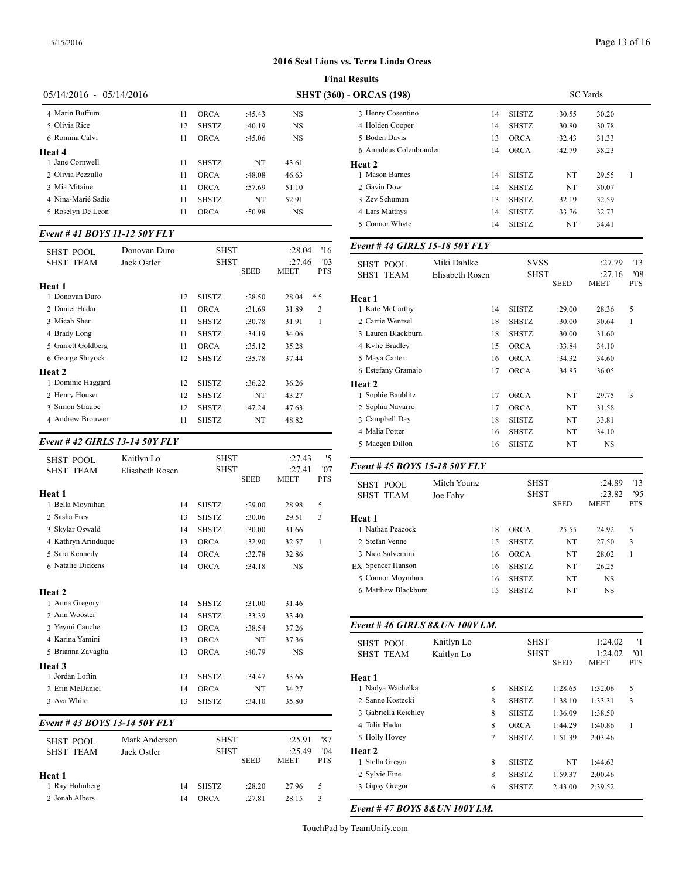## 2016 Seal Lions vs. Terra Linda Orcas

### Final Results

05/14/2016 - 05/14/2016 **SHST (360) - ORCAS (198)** SC Yards

| | Name | Age | Team | Seed | Finals | Pts |
|---|---|---|---|---|---|---|
| 4 | Marin Buffum | 11 | ORCA | :45.43 | NS | |
| 5 | Olivia Rice | 12 | SHSTZ | :40.19 | NS | |
| 6 | Romina Calvi | 11 | ORCA | :45.06 | NS | |
| **Heat 4** | | | | | | |
| 1 | Jane Cornwell | 11 | SHSTZ | NT | 43.61 | |
| 2 | Olivia Pezzullo | 11 | ORCA | :48.08 | 46.63 | |
| 3 | Mia Mitaine | 11 | ORCA | :57.69 | 51.10 | |
| 4 | Nina-Marié Sadie | 11 | SHSTZ | NT | 52.91 | |
| 5 | Roselyn De Leon | 11 | ORCA | :50.98 | NS | |

### *Event # 41 BOYS 11-12 50Y FLY*

| | | | | | | |
|---|---|---|---|---|---|---|
| SHST POOL | Donovan Duro | | SHST | | :28.04 | '16 |
| SHST TEAM | Jack Ostler | | SHST | | :27.46 | '03 |
| | | | | SEED | MEET | PTS |
| **Heat 1** | | | | | | |
| 1 | Donovan Duro | 12 | SHSTZ | :28.50 | 28.04 | * 5 |
| 2 | Daniel Hadar | 11 | ORCA | :31.69 | 31.89 | 3 |
| 3 | Micah Sher | 11 | SHSTZ | :30.78 | 31.91 | 1 |
| 4 | Brady Long | 11 | SHSTZ | :34.19 | 34.06 | |
| 5 | Garrett Goldberg | 11 | ORCA | :35.12 | 35.28 | |
| 6 | George Shryock | 12 | SHSTZ | :35.78 | 37.44 | |
| **Heat 2** | | | | | | |
| 1 | Dominic Haggard | 12 | SHSTZ | :36.22 | 36.26 | |
| 2 | Henry Houser | 12 | SHSTZ | NT | 43.27 | |
| 3 | Simon Straube | 12 | SHSTZ | :47.24 | 47.63 | |
| 4 | Andrew Brouwer | 11 | SHSTZ | NT | 48.82 | |

### *Event # 42 GIRLS 13-14 50Y FLY*

| | | | | | | |
|---|---|---|---|---|---|---|
| SHST POOL | Kaitlyn Lo | | SHST | | :27.43 | '5 |
| SHST TEAM | Elisabeth Rosen | | SHST | | :27.41 | '07 |
| | | | | SEED | MEET | PTS |
| **Heat 1** | | | | | | |
| 1 | Bella Moynihan | 14 | SHSTZ | :29.00 | 28.98 | 5 |
| 2 | Sasha Frey | 13 | SHSTZ | :30.06 | 29.51 | 3 |
| 3 | Skylar Oswald | 14 | SHSTZ | :30.00 | 31.66 | |
| 4 | Kathryn Arinduque | 13 | ORCA | :32.90 | 32.57 | 1 |
| 5 | Sara Kennedy | 14 | ORCA | :32.78 | 32.86 | |
| 6 | Natalie Dickens | 14 | ORCA | :34.18 | NS | |
| **Heat 2** | | | | | | |
| 1 | Anna Gregory | 14 | SHSTZ | :31.00 | 31.46 | |
| 2 | Ann Wooster | 14 | SHSTZ | :33.39 | 33.40 | |
| 3 | Yeymi Canche | 13 | ORCA | :38.54 | 37.26 | |
| 4 | Karina Yamini | 13 | ORCA | NT | 37.36 | |
| 5 | Brianna Zavaglia | 13 | ORCA | :40.79 | NS | |
| **Heat 3** | | | | | | |
| 1 | Jordan Loftin | 13 | SHSTZ | :34.47 | 33.66 | |
| 2 | Erin McDaniel | 14 | ORCA | NT | 34.27 | |
| 3 | Ava White | 13 | SHSTZ | :34.10 | 35.80 | |

### *Event # 43 BOYS 13-14 50Y FLY*

| | | | | | | |
|---|---|---|---|---|---|---|
| SHST POOL | Mark Anderson | | SHST | | :25.91 | '87 |
| SHST TEAM | Jack Ostler | | SHST | | :25.49 | '04 |
| | | | | SEED | MEET | PTS |
| **Heat 1** | | | | | | |
| 1 | Ray Holmberg | 14 | SHSTZ | :28.20 | 27.96 | 5 |
| 2 | Jonah Albers | 14 | ORCA | :27.81 | 28.15 | 3 |
| 3 | Henry Cosentino | 14 | SHSTZ | :30.55 | 30.20 | |
| 4 | Holden Cooper | 14 | SHSTZ | :30.80 | 30.78 | |
| 5 | Boden Davis | 13 | ORCA | :32.43 | 31.33 | |
| 6 | Amadeus Colenbrander | 14 | ORCA | :42.79 | 38.23 | |
| **Heat 2** | | | | | | |
| 1 | Mason Barnes | 14 | SHSTZ | NT | 29.55 | 1 |
| 2 | Gavin Dow | 14 | SHSTZ | NT | 30.07 | |
| 3 | Zev Schuman | 13 | SHSTZ | :32.19 | 32.59 | |
| 4 | Lars Matthys | 14 | SHSTZ | :33.76 | 32.73 | |
| 5 | Connor Whyte | 14 | SHSTZ | NT | 34.41 | |

### *Event # 44 GIRLS 15-18 50Y FLY*

| | | | | | | |
|---|---|---|---|---|---|---|
| SHST POOL | Miki Dahlke | | SVSS | | :27.79 | '13 |
| SHST TEAM | Elisabeth Rosen | | SHST | | :27.16 | '08 |
| | | | | SEED | MEET | PTS |
| **Heat 1** | | | | | | |
| 1 | Kate McCarthy | 14 | SHSTZ | :29.00 | 28.36 | 5 |
| 2 | Carrie Wentzel | 18 | SHSTZ | :30.00 | 30.64 | 1 |
| 3 | Lauren Blackburn | 18 | SHSTZ | :30.00 | 31.60 | |
| 4 | Kylie Bradley | 15 | ORCA | :33.84 | 34.10 | |
| 5 | Maya Carter | 16 | ORCA | :34.32 | 34.60 | |
| 6 | Estefany Gramajo | 17 | ORCA | :34.85 | 36.05 | |
| **Heat 2** | | | | | | |
| 1 | Sophie Baublitz | 17 | ORCA | NT | 29.75 | 3 |
| 2 | Sophia Navarro | 17 | ORCA | NT | 31.58 | |
| 3 | Campbell Day | 18 | SHSTZ | NT | 33.81 | |
| 4 | Malia Potter | 16 | SHSTZ | NT | 34.10 | |
| 5 | Maegen Dillon | 16 | SHSTZ | NT | NS | |

### *Event # 45 BOYS 15-18 50Y FLY*

| | | | | | | |
|---|---|---|---|---|---|---|
| SHST POOL | Mitch Young | | SHST | | :24.89 | '13 |
| SHST TEAM | Joe Fahy | | SHST | | :23.82 | '95 |
| | | | | SEED | MEET | PTS |
| **Heat 1** | | | | | | |
| 1 | Nathan Peacock | 18 | ORCA | :25.55 | 24.92 | 5 |
| 2 | Stefan Venne | 15 | SHSTZ | NT | 27.50 | 3 |
| 3 | Nico Salvemini | 16 | ORCA | NT | 28.02 | 1 |
| EX | Spencer Hanson | 16 | SHSTZ | NT | 26.25 | |
| 5 | Connor Moynihan | 16 | SHSTZ | NT | NS | |
| 6 | Matthew Blackburn | 15 | SHSTZ | NT | NS | |

### *Event # 46 GIRLS 8&UN 100Y I.M.*

| | | | | | | |
|---|---|---|---|---|---|---|
| SHST POOL | Kaitlyn Lo | | SHST | | 1:24.02 | '1 |
| SHST TEAM | Kaitlyn Lo | | SHST | | 1:24.02 | '01 |
| | | | | SEED | MEET | PTS |
| **Heat 1** | | | | | | |
| 1 | Nadya Wachelka | 8 | SHSTZ | 1:28.65 | 1:32.06 | 5 |
| 2 | Sanne Kostecki | 8 | SHSTZ | 1:38.10 | 1:33.31 | 3 |
| 3 | Gabriella Reichley | 8 | SHSTZ | 1:36.09 | 1:38.50 | |
| 4 | Talia Hadar | 8 | ORCA | 1:44.29 | 1:40.86 | 1 |
| 5 | Holly Hovey | 7 | SHSTZ | 1:51.39 | 2:03.46 | |
| **Heat 2** | | | | | | |
| 1 | Stella Gregor | 8 | SHSTZ | NT | 1:44.63 | |
| 2 | Sylvie Fine | 8 | SHSTZ | 1:59.37 | 2:00.46 | |
| 3 | Gipsy Gregor | 6 | SHSTZ | 2:43.00 | 2:39.52 | |

### *Event # 47 BOYS 8&UN 100Y I.M.*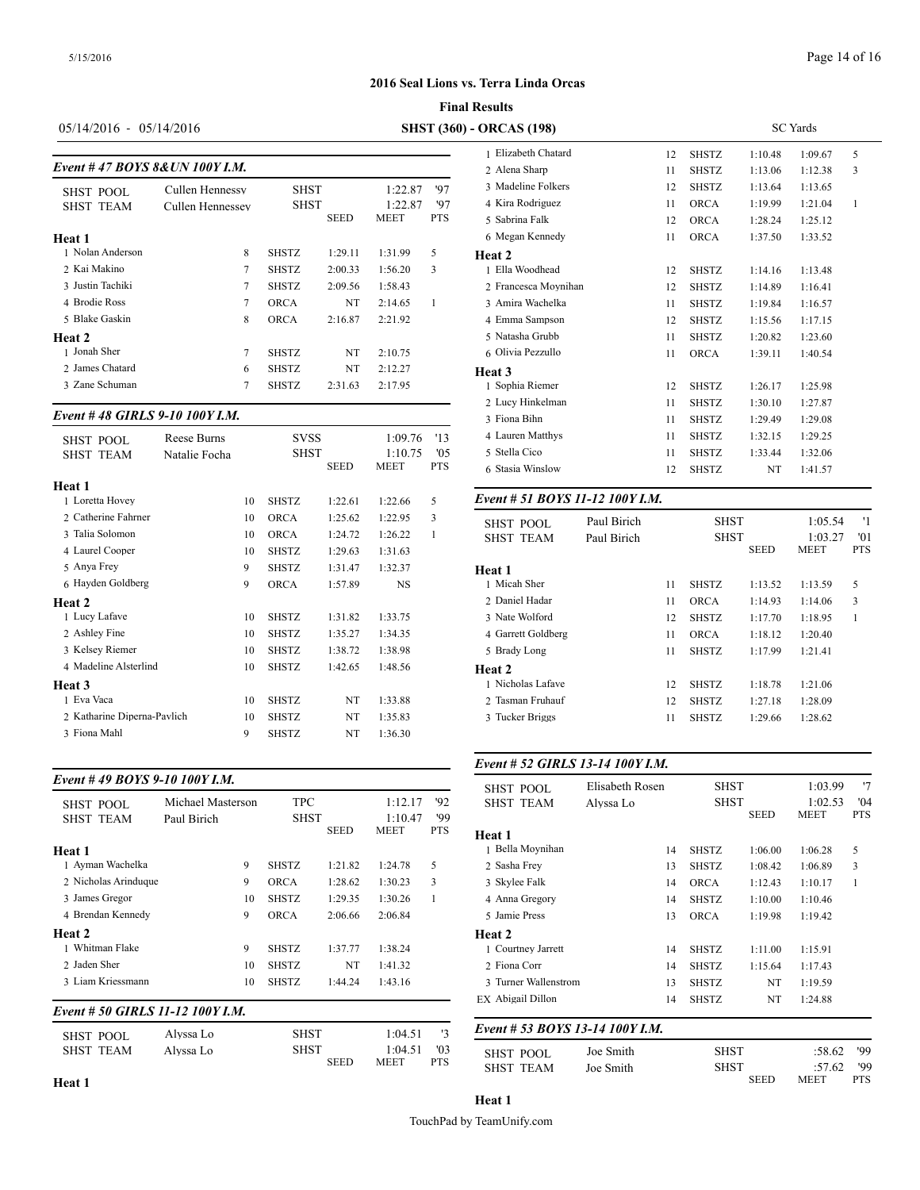## 2016 Seal Lions vs. Terra Linda Orcas

### Final Results

05/14/2016 - 05/14/2016 **SHST (360) - ORCAS (198)** SC Yards

### Event # 47 BOYS 8&UN 100Y I.M.

| | | | | | |
|---|---|---|---|---|---|
| SHST POOL | Cullen Hennessy | SHST | | 1:22.87 | '97 |
| SHST TEAM | Cullen Hennessey | SHST | | 1:22.87 | '97 |
| | | | SEED | MEET | PTS |

**Heat 1**

| Place | Name | Age | Team | Seed | Meet | Pts |
|---|---|---|---|---|---|---|
| 1 | Nolan Anderson | 8 | SHSTZ | 1:29.11 | 1:31.99 | 5 |
| 2 | Kai Makino | 7 | SHSTZ | 2:00.33 | 1:56.20 | 3 |
| 3 | Justin Tachiki | 7 | SHSTZ | 2:09.56 | 1:58.43 | |
| 4 | Brodie Ross | 7 | ORCA | NT | 2:14.65 | 1 |
| 5 | Blake Gaskin | 8 | ORCA | 2:16.87 | 2:21.92 | |

**Heat 2**

| Place | Name | Age | Team | Seed | Meet | Pts |
|---|---|---|---|---|---|---|
| 1 | Jonah Sher | 7 | SHSTZ | NT | 2:10.75 | |
| 2 | James Chatard | 6 | SHSTZ | NT | 2:12.27 | |
| 3 | Zane Schuman | 7 | SHSTZ | 2:31.63 | 2:17.95 | |

### Event # 48 GIRLS 9-10 100Y I.M.

| | | | | | |
|---|---|---|---|---|---|
| SHST POOL | Reese Burns | SVSS | | 1:09.76 | '13 |
| SHST TEAM | Natalie Focha | SHST | | 1:10.75 | '05 |
| | | | SEED | MEET | PTS |

**Heat 1**

| Place | Name | Age | Team | Seed | Meet | Pts |
|---|---|---|---|---|---|---|
| 1 | Loretta Hovey | 10 | SHSTZ | 1:22.61 | 1:22.66 | 5 |
| 2 | Catherine Fahrner | 10 | ORCA | 1:25.62 | 1:22.95 | 3 |
| 3 | Talia Solomon | 10 | ORCA | 1:24.72 | 1:26.22 | 1 |
| 4 | Laurel Cooper | 10 | SHSTZ | 1:29.63 | 1:31.63 | |
| 5 | Anya Frey | 9 | SHSTZ | 1:31.47 | 1:32.37 | |
| 6 | Hayden Goldberg | 9 | ORCA | 1:57.89 | NS | |

**Heat 2**

| Place | Name | Age | Team | Seed | Meet | Pts |
|---|---|---|---|---|---|---|
| 1 | Lucy Lafave | 10 | SHSTZ | 1:31.82 | 1:33.75 | |
| 2 | Ashley Fine | 10 | SHSTZ | 1:35.27 | 1:34.35 | |
| 3 | Kelsey Riemer | 10 | SHSTZ | 1:38.72 | 1:38.98 | |
| 4 | Madeline Alsterlind | 10 | SHSTZ | 1:42.65 | 1:48.56 | |

**Heat 3**

| Place | Name | Age | Team | Seed | Meet | Pts |
|---|---|---|---|---|---|---|
| 1 | Eva Vaca | 10 | SHSTZ | NT | 1:33.88 | |
| 2 | Katharine Diperna-Pavlich | 10 | SHSTZ | NT | 1:35.83 | |
| 3 | Fiona Mahl | 9 | SHSTZ | NT | 1:36.30 | |

### Event # 49 BOYS 9-10 100Y I.M.

| | | | | | |
|---|---|---|---|---|---|
| SHST POOL | Michael Masterson | TPC | | 1:12.17 | '92 |
| SHST TEAM | Paul Birich | SHST | | 1:10.47 | '99 |
| | | | SEED | MEET | PTS |

**Heat 1**

| Place | Name | Age | Team | Seed | Meet | Pts |
|---|---|---|---|---|---|---|
| 1 | Ayman Wachelka | 9 | SHSTZ | 1:21.82 | 1:24.78 | 5 |
| 2 | Nicholas Arinduque | 9 | ORCA | 1:28.62 | 1:30.23 | 3 |
| 3 | James Gregor | 10 | SHSTZ | 1:29.35 | 1:30.26 | 1 |
| 4 | Brendan Kennedy | 9 | ORCA | 2:06.66 | 2:06.84 | |

**Heat 2**

| Place | Name | Age | Team | Seed | Meet | Pts |
|---|---|---|---|---|---|---|
| 1 | Whitman Flake | 9 | SHSTZ | 1:37.77 | 1:38.24 | |
| 2 | Jaden Sher | 10 | SHSTZ | NT | 1:41.32 | |
| 3 | Liam Kriessmann | 10 | SHSTZ | 1:44.24 | 1:43.16 | |

### Event # 50 GIRLS 11-12 100Y I.M.

| | | | | | |
|---|---|---|---|---|---|
| SHST POOL | Alyssa Lo | SHST | | 1:04.51 | '3 |
| SHST TEAM | Alyssa Lo | SHST | | 1:04.51 | '03 |
| | | | SEED | MEET | PTS |

**Heat 1**

| Place | Name | Age | Team | Seed | Meet | Pts |
|---|---|---|---|---|---|---|
| 1 | Elizabeth Chatard | 12 | SHSTZ | 1:10.48 | 1:09.67 | 5 |
| 2 | Alena Sharp | 11 | SHSTZ | 1:13.06 | 1:12.38 | 3 |
| 3 | Madeline Folkers | 12 | SHSTZ | 1:13.64 | 1:13.65 | |
| 4 | Kira Rodriguez | 11 | ORCA | 1:19.99 | 1:21.04 | 1 |
| 5 | Sabrina Falk | 12 | ORCA | 1:28.24 | 1:25.12 | |
| 6 | Megan Kennedy | 11 | ORCA | 1:37.50 | 1:33.52 | |

**Heat 2**

| Place | Name | Age | Team | Seed | Meet | Pts |
|---|---|---|---|---|---|---|
| 1 | Ella Woodhead | 12 | SHSTZ | 1:14.16 | 1:13.48 | |
| 2 | Francesca Moynihan | 12 | SHSTZ | 1:14.89 | 1:16.41 | |
| 3 | Amira Wachelka | 11 | SHSTZ | 1:19.84 | 1:16.57 | |
| 4 | Emma Sampson | 12 | SHSTZ | 1:15.56 | 1:17.15 | |
| 5 | Natasha Grubb | 11 | SHSTZ | 1:20.82 | 1:23.60 | |
| 6 | Olivia Pezzullo | 11 | ORCA | 1:39.11 | 1:40.54 | |

**Heat 3**

| Place | Name | Age | Team | Seed | Meet | Pts |
|---|---|---|---|---|---|---|
| 1 | Sophia Riemer | 12 | SHSTZ | 1:26.17 | 1:25.98 | |
| 2 | Lucy Hinkelman | 11 | SHSTZ | 1:30.10 | 1:27.87 | |
| 3 | Fiona Bihn | 11 | SHSTZ | 1:29.49 | 1:29.08 | |
| 4 | Lauren Matthys | 11 | SHSTZ | 1:32.15 | 1:29.25 | |
| 5 | Stella Cico | 11 | SHSTZ | 1:33.44 | 1:32.06 | |
| 6 | Stasia Winslow | 12 | SHSTZ | NT | 1:41.57 | |

### Event # 51 BOYS 11-12 100Y I.M.

| | | | | | |
|---|---|---|---|---|---|
| SHST POOL | Paul Birich | SHST | | 1:05.54 | '1 |
| SHST TEAM | Paul Birich | SHST | | 1:03.27 | '01 |
| | | | SEED | MEET | PTS |

**Heat 1**

| Place | Name | Age | Team | Seed | Meet | Pts |
|---|---|---|---|---|---|---|
| 1 | Micah Sher | 11 | SHSTZ | 1:13.52 | 1:13.59 | 5 |
| 2 | Daniel Hadar | 11 | ORCA | 1:14.93 | 1:14.06 | 3 |
| 3 | Nate Wolford | 12 | SHSTZ | 1:17.70 | 1:18.95 | 1 |
| 4 | Garrett Goldberg | 11 | ORCA | 1:18.12 | 1:20.40 | |
| 5 | Brady Long | 11 | SHSTZ | 1:17.99 | 1:21.41 | |

**Heat 2**

| Place | Name | Age | Team | Seed | Meet | Pts |
|---|---|---|---|---|---|---|
| 1 | Nicholas Lafave | 12 | SHSTZ | 1:18.78 | 1:21.06 | |
| 2 | Tasman Fruhauf | 12 | SHSTZ | 1:27.18 | 1:28.09 | |
| 3 | Tucker Briggs | 11 | SHSTZ | 1:29.66 | 1:28.62 | |

### Event # 52 GIRLS 13-14 100Y I.M.

| | | | | | |
|---|---|---|---|---|---|
| SHST POOL | Elisabeth Rosen | SHST | | 1:03.99 | '7 |
| SHST TEAM | Alyssa Lo | SHST | | 1:02.53 | '04 |
| | | | SEED | MEET | PTS |

**Heat 1**

| Place | Name | Age | Team | Seed | Meet | Pts |
|---|---|---|---|---|---|---|
| 1 | Bella Moynihan | 14 | SHSTZ | 1:06.00 | 1:06.28 | 5 |
| 2 | Sasha Frey | 13 | SHSTZ | 1:08.42 | 1:06.89 | 3 |
| 3 | Skylee Falk | 14 | ORCA | 1:12.43 | 1:10.17 | 1 |
| 4 | Anna Gregory | 14 | SHSTZ | 1:10.00 | 1:10.46 | |
| 5 | Jamie Press | 13 | ORCA | 1:19.98 | 1:19.42 | |

**Heat 2**

| Place | Name | Age | Team | Seed | Meet | Pts |
|---|---|---|---|---|---|---|
| 1 | Courtney Jarrett | 14 | SHSTZ | 1:11.00 | 1:15.91 | |
| 2 | Fiona Corr | 14 | SHSTZ | 1:15.64 | 1:17.43 | |
| 3 | Turner Wallenstrom | 13 | SHSTZ | NT | 1:19.59 | |
| EX | Abigail Dillon | 14 | SHSTZ | NT | 1:24.88 | |

### Event # 53 BOYS 13-14 100Y I.M.

| | | | | | |
|---|---|---|---|---|---|
| SHST POOL | Joe Smith | SHST | | :58.62 | '99 |
| SHST TEAM | Joe Smith | SHST | | :57.62 | '99 |
| | | | SEED | MEET | PTS |

**Heat 1**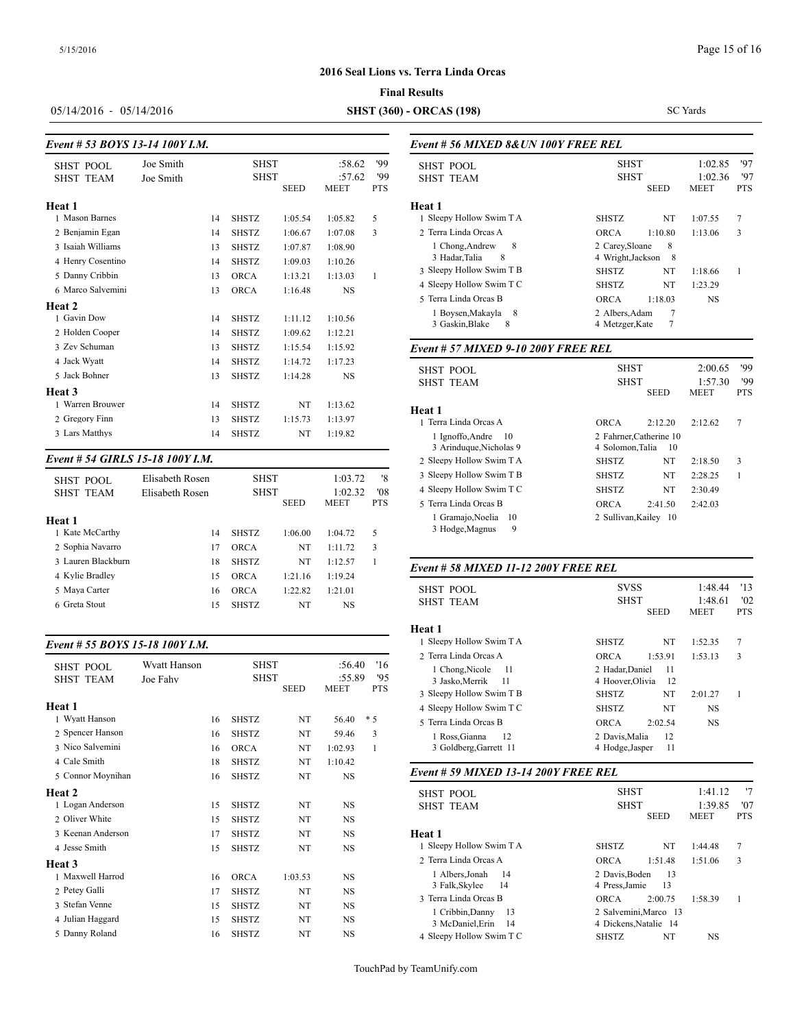## 2016 Seal Lions vs. Terra Linda Orcas

**Final Results**

05/14/2016 - 05/14/2016 **SHST (360) - ORCAS (198)** SC Yards

### *Event # 53 BOYS 13-14 100Y I.M.*

| | | | | | |
|---|---|---|---|---|---|
| SHST POOL | Joe Smith | SHST | | :58.62 | '99 |
| SHST TEAM | Joe Smith | SHST | | :57.62 | '99 |
| | | | SEED | MEET | PTS |

| Name | Age | Team | Seed | Meet | Pts |
|---|---|---|---|---|---|
| **Heat 1** | | | | | |
| 1 Mason Barnes | 14 | SHSTZ | 1:05.54 | 1:05.82 | 5 |
| 2 Benjamin Egan | 14 | SHSTZ | 1:06.67 | 1:07.08 | 3 |
| 3 Isaiah Williams | 13 | SHSTZ | 1:07.87 | 1:08.90 | |
| 4 Henry Cosentino | 14 | SHSTZ | 1:09.03 | 1:10.26 | |
| 5 Danny Cribbin | 13 | ORCA | 1:13.21 | 1:13.03 | 1 |
| 6 Marco Salvemini | 13 | ORCA | 1:16.48 | NS | |
| **Heat 2** | | | | | |
| 1 Gavin Dow | 14 | SHSTZ | 1:11.12 | 1:10.56 | |
| 2 Holden Cooper | 14 | SHSTZ | 1:09.62 | 1:12.21 | |
| 3 Zev Schuman | 13 | SHSTZ | 1:15.54 | 1:15.92 | |
| 4 Jack Wyatt | 14 | SHSTZ | 1:14.72 | 1:17.23 | |
| 5 Jack Bohner | 13 | SHSTZ | 1:14.28 | NS | |
| **Heat 3** | | | | | |
| 1 Warren Brouwer | 14 | SHSTZ | NT | 1:13.62 | |
| 2 Gregory Finn | 13 | SHSTZ | 1:15.73 | 1:13.97 | |
| 3 Lars Matthys | 14 | SHSTZ | NT | 1:19.82 | |

### *Event # 54 GIRLS 15-18 100Y I.M.*

| | | | | | |
|---|---|---|---|---|---|
| SHST POOL | Elisabeth Rosen | SHST | | 1:03.72 | '8 |
| SHST TEAM | Elisabeth Rosen | SHST | | 1:02.32 | '08 |
| | | | SEED | MEET | PTS |

| Name | Age | Team | Seed | Meet | Pts |
|---|---|---|---|---|---|
| **Heat 1** | | | | | |
| 1 Kate McCarthy | 14 | SHSTZ | 1:06.00 | 1:04.72 | 5 |
| 2 Sophia Navarro | 17 | ORCA | NT | 1:11.72 | 3 |
| 3 Lauren Blackburn | 18 | SHSTZ | NT | 1:12.57 | 1 |
| 4 Kylie Bradley | 15 | ORCA | 1:21.16 | 1:19.24 | |
| 5 Maya Carter | 16 | ORCA | 1:22.82 | 1:21.01 | |
| 6 Greta Stout | 15 | SHSTZ | NT | NS | |

### *Event # 55 BOYS 15-18 100Y I.M.*

| | | | | | |
|---|---|---|---|---|---|
| SHST POOL | Wyatt Hanson | SHST | | :56.40 | '16 |
| SHST TEAM | Joe Fahy | SHST | | :55.89 | '95 |
| | | | SEED | MEET | PTS |

| Name | Age | Team | Seed | Meet | Pts |
|---|---|---|---|---|---|
| **Heat 1** | | | | | |
| 1 Wyatt Hanson | 16 | SHSTZ | NT | 56.40 | * 5 |
| 2 Spencer Hanson | 16 | SHSTZ | NT | 59.46 | 3 |
| 3 Nico Salvemini | 16 | ORCA | NT | 1:02.93 | 1 |
| 4 Cale Smith | 18 | SHSTZ | NT | 1:10.42 | |
| 5 Connor Moynihan | 16 | SHSTZ | NT | NS | |
| **Heat 2** | | | | | |
| 1 Logan Anderson | 15 | SHSTZ | NT | NS | |
| 2 Oliver White | 15 | SHSTZ | NT | NS | |
| 3 Keenan Anderson | 17 | SHSTZ | NT | NS | |
| 4 Jesse Smith | 15 | SHSTZ | NT | NS | |
| **Heat 3** | | | | | |
| 1 Maxwell Harrod | 16 | ORCA | 1:03.53 | NS | |
| 2 Petey Galli | 17 | SHSTZ | NT | NS | |
| 3 Stefan Venne | 15 | SHSTZ | NT | NS | |
| 4 Julian Haggard | 15 | SHSTZ | NT | NS | |
| 5 Danny Roland | 16 | SHSTZ | NT | NS | |

### *Event # 56 MIXED 8&UN 100Y FREE REL*

| | | | | |
|---|---|---|---|---|
| SHST POOL | SHST | | 1:02.85 | '97 |
| SHST TEAM | SHST | | 1:02.36 | '97 |
| | | SEED | MEET | PTS |

| Team | Team Code | Seed | Meet | Pts |
|---|---|---|---|---|
| **Heat 1** | | | | |
| 1 Sleepy Hollow Swim T A | SHSTZ | NT | 1:07.55 | 7 |
| 2 Terra Linda Orcas A | ORCA | 1:10.80 | 1:13.06 | 3 |
| 1 Chong,Andrew 8; 3 Hadar,Talia 8 | 2 Carey,Sloane 8; 4 Wright,Jackson 8 | | | |
| 3 Sleepy Hollow Swim T B | SHSTZ | NT | 1:18.66 | 1 |
| 4 Sleepy Hollow Swim T C | SHSTZ | NT | 1:23.29 | |
| 5 Terra Linda Orcas B | ORCA | 1:18.03 | NS | |
| 1 Boysen,Makayla 8; 3 Gaskin,Blake 8 | 2 Albers,Adam 7; 4 Metzger,Kate 7 | | | |

### *Event # 57 MIXED 9-10 200Y FREE REL*

| | | | | |
|---|---|---|---|---|
| SHST POOL | SHST | | 2:00.65 | '99 |
| SHST TEAM | SHST | | 1:57.30 | '99 |
| | | SEED | MEET | PTS |

| Team | Team Code | Seed | Meet | Pts |
|---|---|---|---|---|
| **Heat 1** | | | | |
| 1 Terra Linda Orcas A | ORCA | 2:12.20 | 2:12.62 | 7 |
| 1 Ignoffo,Andre 10; 3 Arinduque,Nicholas 9 | 2 Fahrner,Catherine 10; 4 Solomon,Talia 10 | | | |
| 2 Sleepy Hollow Swim T A | SHSTZ | NT | 2:18.50 | 3 |
| 3 Sleepy Hollow Swim T B | SHSTZ | NT | 2:28.25 | 1 |
| 4 Sleepy Hollow Swim T C | SHSTZ | NT | 2:30.49 | |
| 5 Terra Linda Orcas B | ORCA | 2:41.50 | 2:42.03 | |
| 1 Gramajo,Noelia 10; 3 Hodge,Magnus 9 | 2 Sullivan,Kailey 10 | | | |

### *Event # 58 MIXED 11-12 200Y FREE REL*

| | | | | |
|---|---|---|---|---|
| SHST POOL | SVSS | | 1:48.44 | '13 |
| SHST TEAM | SHST | | 1:48.61 | '02 |
| | | SEED | MEET | PTS |

| Team | Team Code | Seed | Meet | Pts |
|---|---|---|---|---|
| **Heat 1** | | | | |
| 1 Sleepy Hollow Swim T A | SHSTZ | NT | 1:52.35 | 7 |
| 2 Terra Linda Orcas A | ORCA | 1:53.91 | 1:53.13 | 3 |
| 1 Chong,Nicole 11; 3 Jasko,Merrik 11 | 2 Hadar,Daniel 11; 4 Hoover,Olivia 12 | | | |
| 3 Sleepy Hollow Swim T B | SHSTZ | NT | 2:01.27 | 1 |
| 4 Sleepy Hollow Swim T C | SHSTZ | NT | NS | |
| 5 Terra Linda Orcas B | ORCA | 2:02.54 | NS | |
| 1 Ross,Gianna 12; 3 Goldberg,Garrett 11 | 2 Davis,Malia 12; 4 Hodge,Jasper 11 | | | |

### *Event # 59 MIXED 13-14 200Y FREE REL*

| | | | | |
|---|---|---|---|---|
| SHST POOL | SHST | | 1:41.12 | '7 |
| SHST TEAM | SHST | | 1:39.85 | '07 |
| | | SEED | MEET | PTS |

| Team | Team Code | Seed | Meet | Pts |
|---|---|---|---|---|
| **Heat 1** | | | | |
| 1 Sleepy Hollow Swim T A | SHSTZ | NT | 1:44.48 | 7 |
| 2 Terra Linda Orcas A | ORCA | 1:51.48 | 1:51.06 | 3 |
| 1 Albers,Jonah 14; 3 Falk,Skylee 14 | 2 Davis,Boden 13; 4 Press,Jamie 13 | | | |
| 3 Terra Linda Orcas B | ORCA | 2:00.75 | 1:58.39 | 1 |
| 1 Cribbin,Danny 13; 3 McDaniel,Erin 14 | 2 Salvemini,Marco 13; 4 Dickens,Natalie 14 | | | |
| 4 Sleepy Hollow Swim T C | SHSTZ | NT | NS | |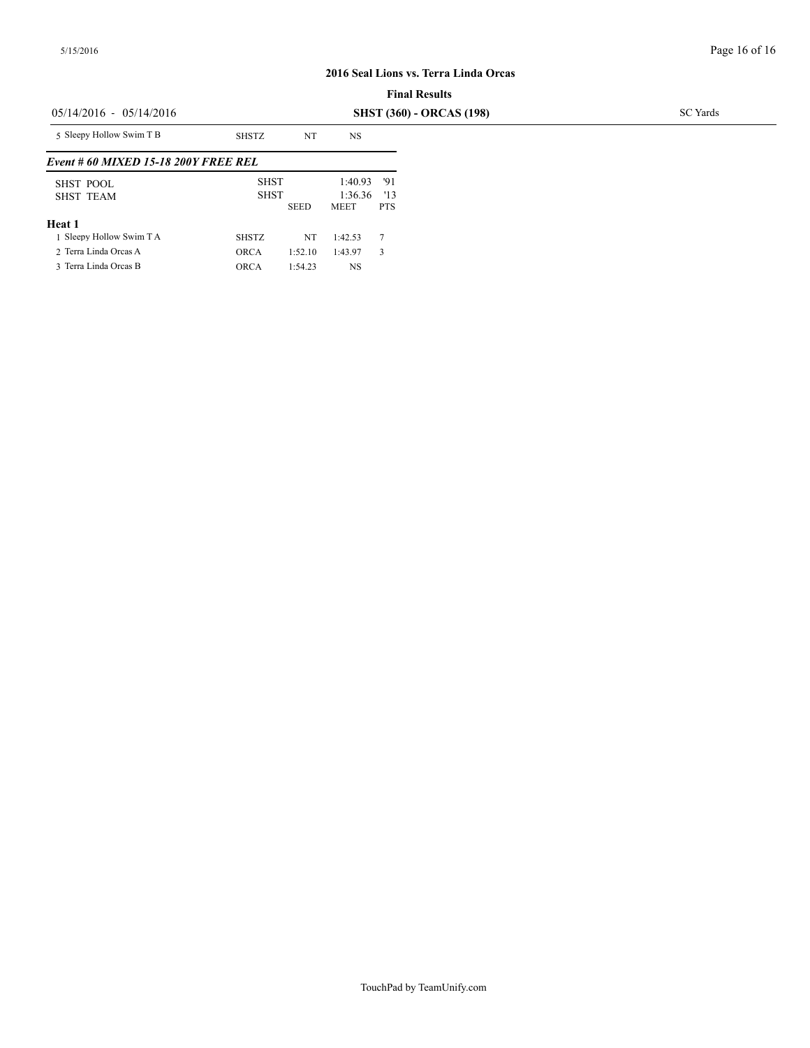## 2016 Seal Lions vs. Terra Linda Orcas

### Final Results

05/14/2016 - 05/14/2016 | **SHST (360) - ORCAS (198)** | SC Yards

| | | | | |
|---|---|---|---|---|
| 5 Sleepy Hollow Swim T B | SHSTZ | NT | NS | |

### *Event # 60 MIXED 15-18 200Y FREE REL*

| | | | | |
|---|---|---|---|---|
| SHST POOL | SHST | | 1:40.93 | '91 |
| SHST TEAM | SHST | | 1:36.36 | '13 |
| | | SEED | MEET | PTS |

**Heat 1**

| | | SEED | MEET | PTS |
|---|---|---|---|---|
| 1 Sleepy Hollow Swim T A | SHSTZ | NT | 1:42.53 | 7 |
| 2 Terra Linda Orcas A | ORCA | 1:52.10 | 1:43.97 | 3 |
| 3 Terra Linda Orcas B | ORCA | 1:54.23 | NS | |

TouchPad by TeamUnify.com